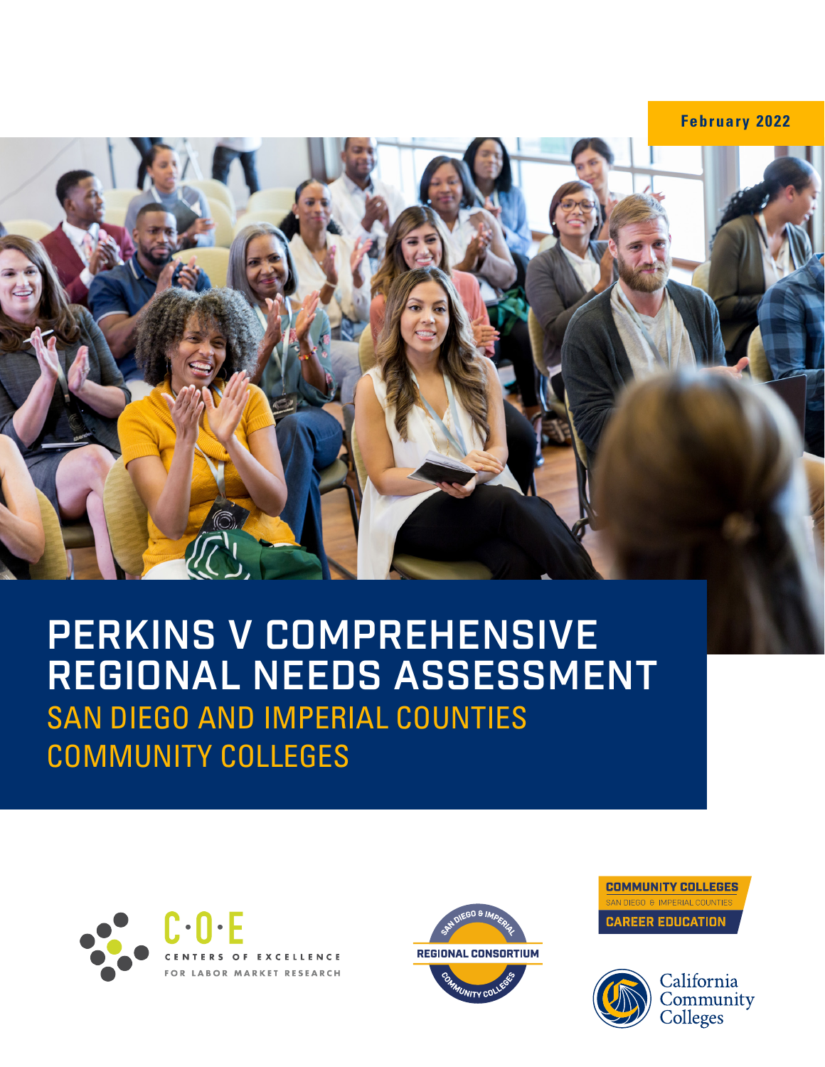February 2022

# PERKINS V COMPREHENSIVE REGIONAL NEEDS ASSESSMENT

## SAN DIEGO AND IMPERIAL COUNTIES COMMUNITY COLLEGES

C·O·E CENTERS OF EXCELLENCE FOR LABOR MARKET RESEARCH

SAN DIEGO & IMPERIAL REGIONAL CONSORTIUM COMMUNITY COLLEGES

COMMUNITY COLLEGES SAN DIEGO & IMPERIAL COUNTIES CAREER EDUCATION

California Community Colleges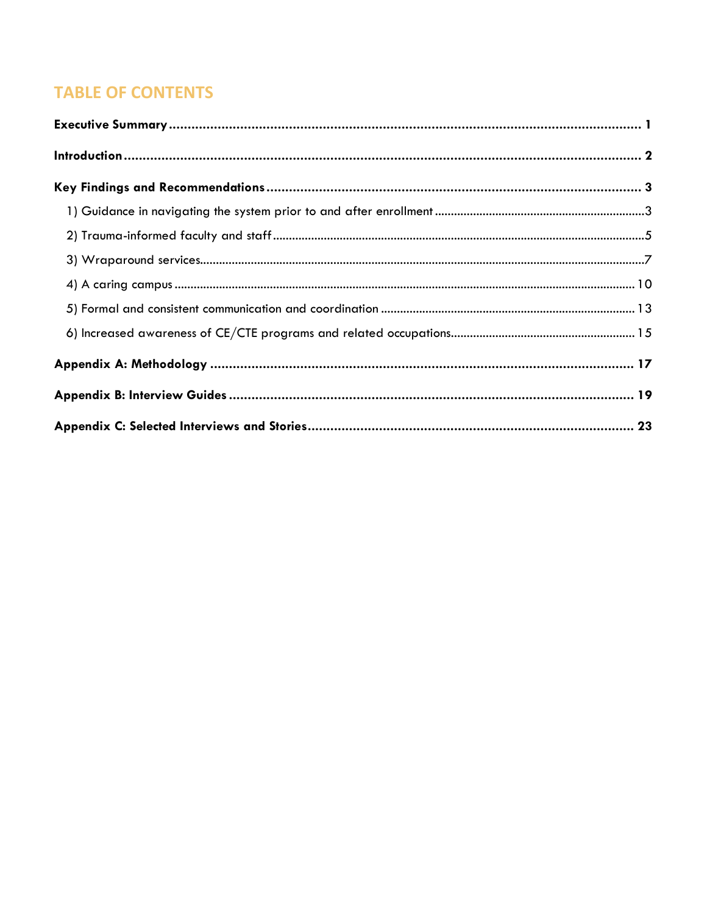## TABLE OF CONTENTS

**Executive Summary** ..... **1**

**Introduction** ..... **2**

**Key Findings and Recommendations** ..... **3**

- 1) Guidance in navigating the system prior to and after enrollment ..... 3
- 2) Trauma-informed faculty and staff ..... 5
- 3) Wraparound services ..... 7
- 4) A caring campus ..... 10
- 5) Formal and consistent communication and coordination ..... 13
- 6) Increased awareness of CE/CTE programs and related occupations ..... 15

**Appendix A: Methodology** ..... **17**

**Appendix B: Interview Guides** ..... **19**

**Appendix C: Selected Interviews and Stories** ..... **23**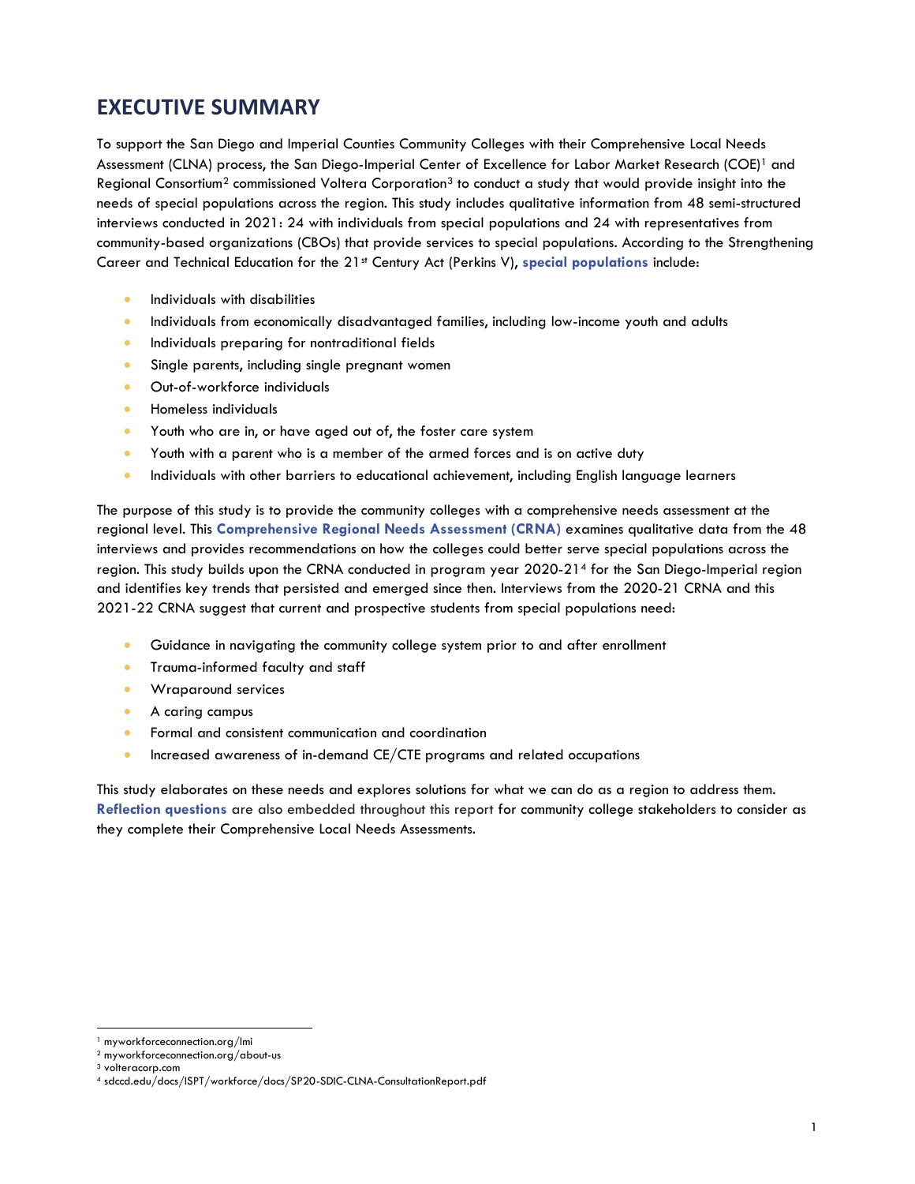# EXECUTIVE SUMMARY

To support the San Diego and Imperial Counties Community Colleges with their Comprehensive Local Needs Assessment (CLNA) process, the San Diego-Imperial Center of Excellence for Labor Market Research (COE)[1] and Regional Consortium[2] commissioned Voltera Corporation[3] to conduct a study that would provide insight into the needs of special populations across the region. This study includes qualitative information from 48 semi-structured interviews conducted in 2021: 24 with individuals from special populations and 24 with representatives from community-based organizations (CBOs) that provide services to special populations. According to the Strengthening Career and Technical Education for the 21st Century Act (Perkins V), **special populations** include:

- Individuals with disabilities
- Individuals from economically disadvantaged families, including low-income youth and adults
- Individuals preparing for nontraditional fields
- Single parents, including single pregnant women
- Out-of-workforce individuals
- Homeless individuals
- Youth who are in, or have aged out of, the foster care system
- Youth with a parent who is a member of the armed forces and is on active duty
- Individuals with other barriers to educational achievement, including English language learners

The purpose of this study is to provide the community colleges with a comprehensive needs assessment at the regional level. This **Comprehensive Regional Needs Assessment (CRNA)** examines qualitative data from the 48 interviews and provides recommendations on how the colleges could better serve special populations across the region. This study builds upon the CRNA conducted in program year 2020-21[4] for the San Diego-Imperial region and identifies key trends that persisted and emerged since then. Interviews from the 2020-21 CRNA and this 2021-22 CRNA suggest that current and prospective students from special populations need:

- Guidance in navigating the community college system prior to and after enrollment
- Trauma-informed faculty and staff
- Wraparound services
- A caring campus
- Formal and consistent communication and coordination
- Increased awareness of in-demand CE/CTE programs and related occupations

This study elaborates on these needs and explores solutions for what we can do as a region to address them. **Reflection questions** are also embedded throughout this report for community college stakeholders to consider as they complete their Comprehensive Local Needs Assessments.

---

[1] myworkforceconnection.org/lmi
[2] myworkforceconnection.org/about-us
[3] volteracorp.com
[4] sdccd.edu/docs/ISPT/workforce/docs/SP20-SDIC-CLNA-ConsultationReport.pdf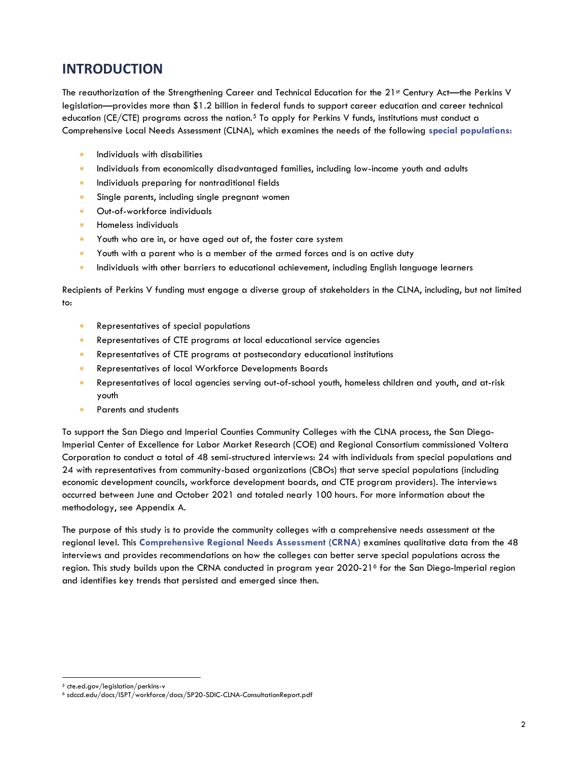# INTRODUCTION

The reauthorization of the Strengthening Career and Technical Education for the 21st Century Act—the Perkins V legislation—provides more than $1.2 billion in federal funds to support career education and career technical education (CE/CTE) programs across the nation.[5] To apply for Perkins V funds, institutions must conduct a Comprehensive Local Needs Assessment (CLNA), which examines the needs of the following **special populations**:

- Individuals with disabilities
- Individuals from economically disadvantaged families, including low-income youth and adults
- Individuals preparing for nontraditional fields
- Single parents, including single pregnant women
- Out-of-workforce individuals
- Homeless individuals
- Youth who are in, or have aged out of, the foster care system
- Youth with a parent who is a member of the armed forces and is on active duty
- Individuals with other barriers to educational achievement, including English language learners

Recipients of Perkins V funding must engage a diverse group of stakeholders in the CLNA, including, but not limited to:

- Representatives of special populations
- Representatives of CTE programs at local educational service agencies
- Representatives of CTE programs at postsecondary educational institutions
- Representatives of local Workforce Developments Boards
- Representatives of local agencies serving out-of-school youth, homeless children and youth, and at-risk youth
- Parents and students

To support the San Diego and Imperial Counties Community Colleges with the CLNA process, the San Diego-Imperial Center of Excellence for Labor Market Research (COE) and Regional Consortium commissioned Voltera Corporation to conduct a total of 48 semi-structured interviews: 24 with individuals from special populations and 24 with representatives from community-based organizations (CBOs) that serve special populations (including economic development councils, workforce development boards, and CTE program providers). The interviews occurred between June and October 2021 and totaled nearly 100 hours. For more information about the methodology, see Appendix A.

The purpose of this study is to provide the community colleges with a comprehensive needs assessment at the regional level. This **Comprehensive Regional Needs Assessment (CRNA)** examines qualitative data from the 48 interviews and provides recommendations on how the colleges can better serve special populations across the region. This study builds upon the CRNA conducted in program year 2020-21[6] for the San Diego-Imperial region and identifies key trends that persisted and emerged since then.

[5] cte.ed.gov/legislation/perkins-v

[6] sdccd.edu/docs/ISPT/workforce/docs/SP20-SDIC-CLNA-ConsultationReport.pdf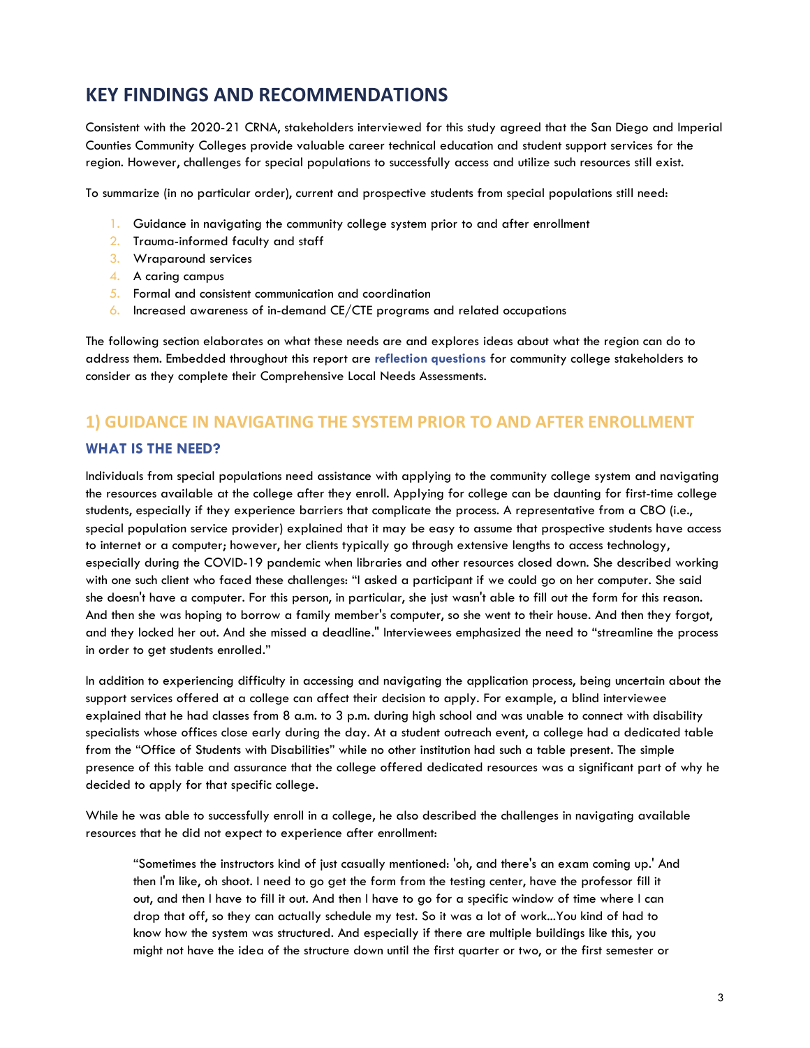# KEY FINDINGS AND RECOMMENDATIONS

Consistent with the 2020-21 CRNA, stakeholders interviewed for this study agreed that the San Diego and Imperial Counties Community Colleges provide valuable career technical education and student support services for the region. However, challenges for special populations to successfully access and utilize such resources still exist.

To summarize (in no particular order), current and prospective students from special populations still need:

1. Guidance in navigating the community college system prior to and after enrollment
2. Trauma-informed faculty and staff
3. Wraparound services
4. A caring campus
5. Formal and consistent communication and coordination
6. Increased awareness of in-demand CE/CTE programs and related occupations

The following section elaborates on what these needs are and explores ideas about what the region can do to address them. Embedded throughout this report are **reflection questions** for community college stakeholders to consider as they complete their Comprehensive Local Needs Assessments.

## 1) GUIDANCE IN NAVIGATING THE SYSTEM PRIOR TO AND AFTER ENROLLMENT

### WHAT IS THE NEED?

Individuals from special populations need assistance with applying to the community college system and navigating the resources available at the college after they enroll. Applying for college can be daunting for first-time college students, especially if they experience barriers that complicate the process. A representative from a CBO (i.e., special population service provider) explained that it may be easy to assume that prospective students have access to internet or a computer; however, her clients typically go through extensive lengths to access technology, especially during the COVID-19 pandemic when libraries and other resources closed down. She described working with one such client who faced these challenges: "I asked a participant if we could go on her computer. She said she doesn't have a computer. For this person, in particular, she just wasn't able to fill out the form for this reason. And then she was hoping to borrow a family member's computer, so she went to their house. And then they forgot, and they locked her out. And she missed a deadline." Interviewees emphasized the need to "streamline the process in order to get students enrolled."

In addition to experiencing difficulty in accessing and navigating the application process, being uncertain about the support services offered at a college can affect their decision to apply. For example, a blind interviewee explained that he had classes from 8 a.m. to 3 p.m. during high school and was unable to connect with disability specialists whose offices close early during the day. At a student outreach event, a college had a dedicated table from the "Office of Students with Disabilities" while no other institution had such a table present. The simple presence of this table and assurance that the college offered dedicated resources was a significant part of why he decided to apply for that specific college.

While he was able to successfully enroll in a college, he also described the challenges in navigating available resources that he did not expect to experience after enrollment:

> "Sometimes the instructors kind of just casually mentioned: 'oh, and there's an exam coming up.' And then I'm like, oh shoot. I need to go get the form from the testing center, have the professor fill it out, and then I have to fill it out. And then I have to go for a specific window of time where I can drop that off, so they can actually schedule my test. So it was a lot of work...You kind of had to know how the system was structured. And especially if there are multiple buildings like this, you might not have the idea of the structure down until the first quarter or two, or the first semester or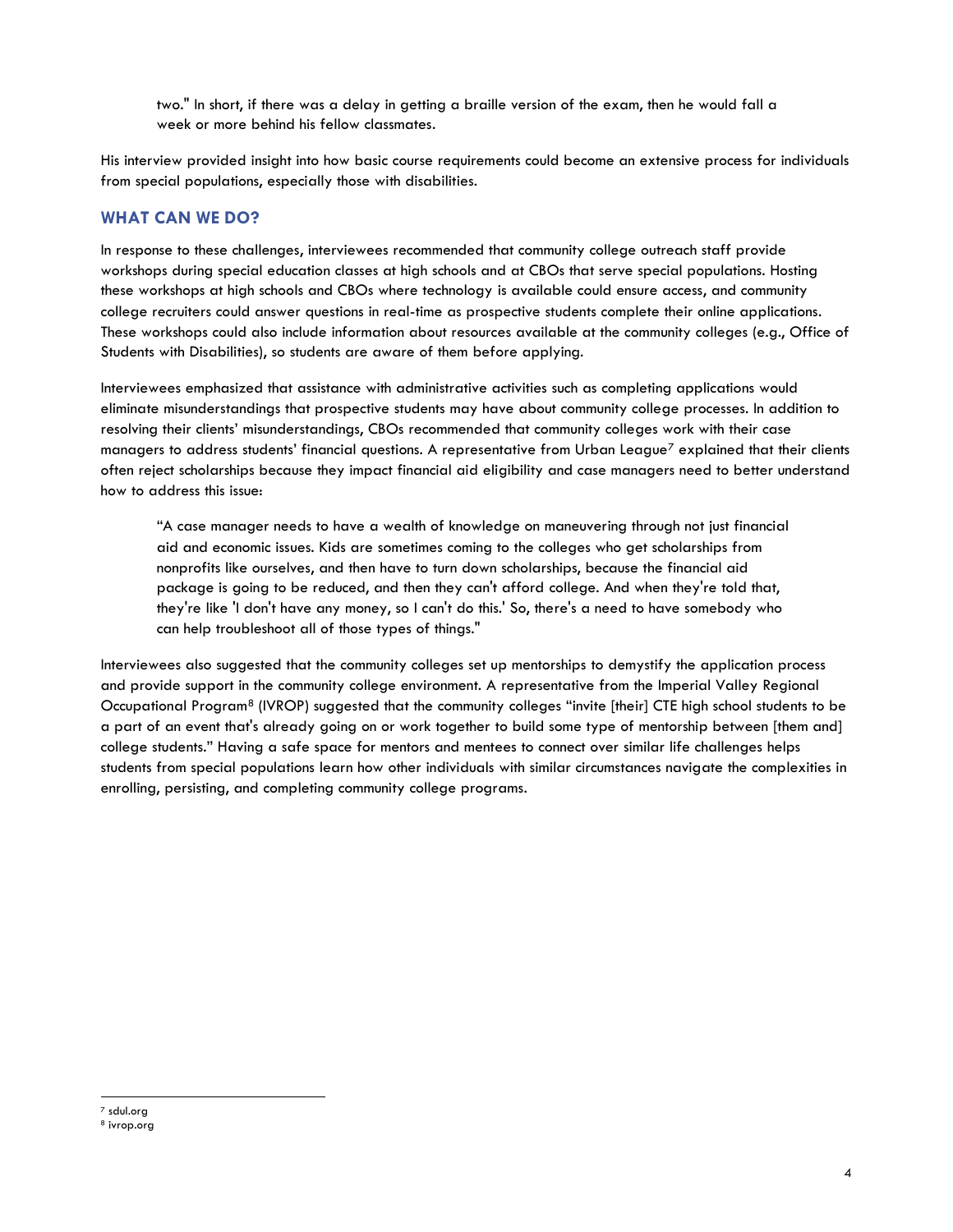> two." In short, if there was a delay in getting a braille version of the exam, then he would fall a week or more behind his fellow classmates.

His interview provided insight into how basic course requirements could become an extensive process for individuals from special populations, especially those with disabilities.

## WHAT CAN WE DO?

In response to these challenges, interviewees recommended that community college outreach staff provide workshops during special education classes at high schools and at CBOs that serve special populations. Hosting these workshops at high schools and CBOs where technology is available could ensure access, and community college recruiters could answer questions in real-time as prospective students complete their online applications. These workshops could also include information about resources available at the community colleges (e.g., Office of Students with Disabilities), so students are aware of them before applying.

Interviewees emphasized that assistance with administrative activities such as completing applications would eliminate misunderstandings that prospective students may have about community college processes. In addition to resolving their clients' misunderstandings, CBOs recommended that community colleges work with their case managers to address students' financial questions. A representative from Urban League[7] explained that their clients often reject scholarships because they impact financial aid eligibility and case managers need to better understand how to address this issue:

> "A case manager needs to have a wealth of knowledge on maneuvering through not just financial aid and economic issues. Kids are sometimes coming to the colleges who get scholarships from nonprofits like ourselves, and then have to turn down scholarships, because the financial aid package is going to be reduced, and then they can't afford college. And when they're told that, they're like 'I don't have any money, so I can't do this.' So, there's a need to have somebody who can help troubleshoot all of those types of things."

Interviewees also suggested that the community colleges set up mentorships to demystify the application process and provide support in the community college environment. A representative from the Imperial Valley Regional Occupational Program[8] (IVROP) suggested that the community colleges "invite [their] CTE high school students to be a part of an event that's already going on or work together to build some type of mentorship between [them and] college students." Having a safe space for mentors and mentees to connect over similar life challenges helps students from special populations learn how other individuals with similar circumstances navigate the complexities in enrolling, persisting, and completing community college programs.

---

[7] sdul.org

[8] ivrop.org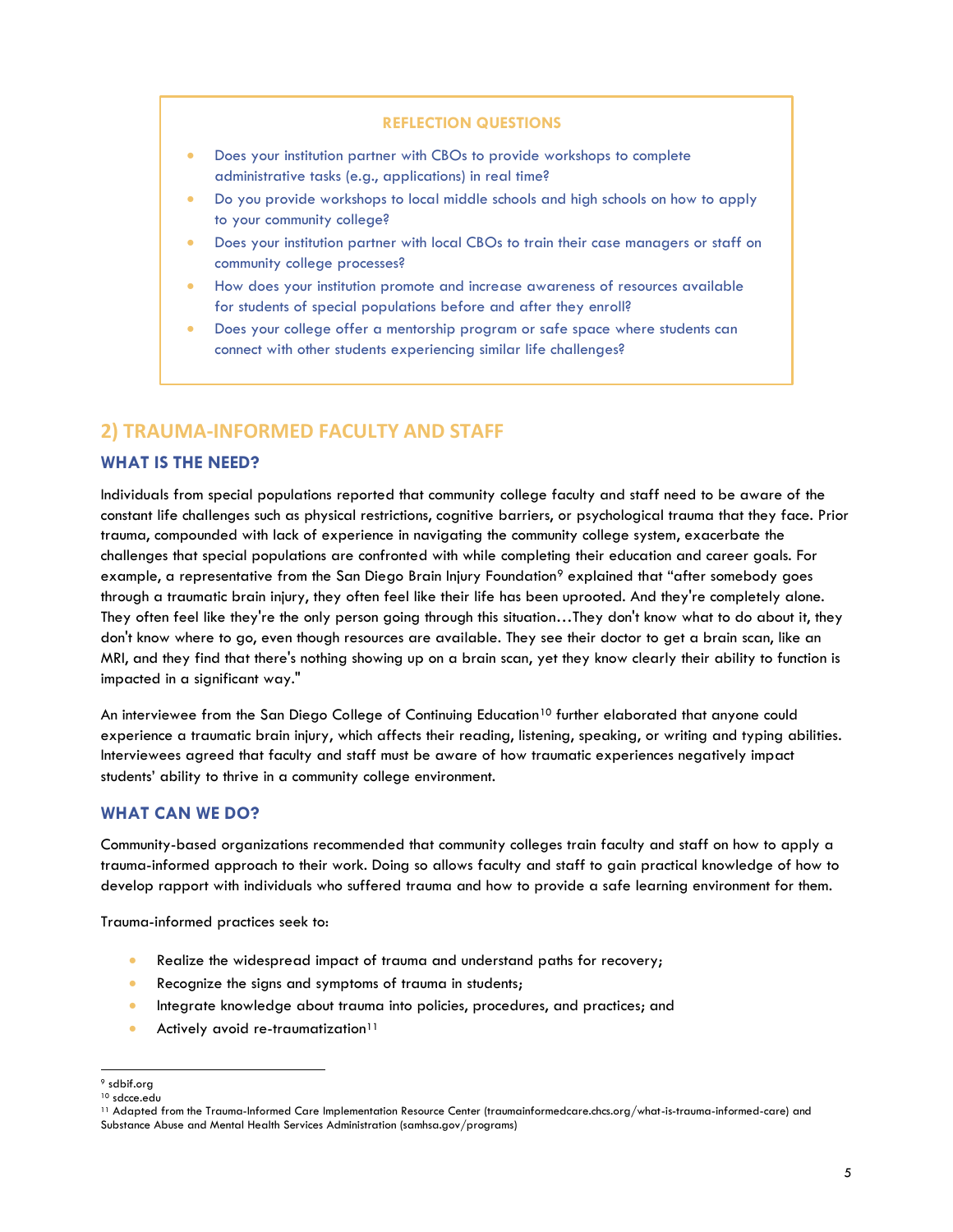**REFLECTION QUESTIONS**

- Does your institution partner with CBOs to provide workshops to complete administrative tasks (e.g., applications) in real time?
- Do you provide workshops to local middle schools and high schools on how to apply to your community college?
- Does your institution partner with local CBOs to train their case managers or staff on community college processes?
- How does your institution promote and increase awareness of resources available for students of special populations before and after they enroll?
- Does your college offer a mentorship program or safe space where students can connect with other students experiencing similar life challenges?

## 2) TRAUMA-INFORMED FACULTY AND STAFF

### WHAT IS THE NEED?

Individuals from special populations reported that community college faculty and staff need to be aware of the constant life challenges such as physical restrictions, cognitive barriers, or psychological trauma that they face. Prior trauma, compounded with lack of experience in navigating the community college system, exacerbate the challenges that special populations are confronted with while completing their education and career goals. For example, a representative from the San Diego Brain Injury Foundation[9] explained that "after somebody goes through a traumatic brain injury, they often feel like their life has been uprooted. And they're completely alone. They often feel like they're the only person going through this situation…They don't know what to do about it, they don't know where to go, even though resources are available. They see their doctor to get a brain scan, like an MRI, and they find that there's nothing showing up on a brain scan, yet they know clearly their ability to function is impacted in a significant way."

An interviewee from the San Diego College of Continuing Education[10] further elaborated that anyone could experience a traumatic brain injury, which affects their reading, listening, speaking, or writing and typing abilities. Interviewees agreed that faculty and staff must be aware of how traumatic experiences negatively impact students' ability to thrive in a community college environment.

### WHAT CAN WE DO?

Community-based organizations recommended that community colleges train faculty and staff on how to apply a trauma-informed approach to their work. Doing so allows faculty and staff to gain practical knowledge of how to develop rapport with individuals who suffered trauma and how to provide a safe learning environment for them.

Trauma-informed practices seek to:

- Realize the widespread impact of trauma and understand paths for recovery;
- Recognize the signs and symptoms of trauma in students;
- Integrate knowledge about trauma into policies, procedures, and practices; and
- Actively avoid re-traumatization[11]

---

[9] sdbif.org

[10] sdcce.edu

[11] Adapted from the Trauma-Informed Care Implementation Resource Center (traumainformedcare.chcs.org/what-is-trauma-informed-care) and Substance Abuse and Mental Health Services Administration (samhsa.gov/programs)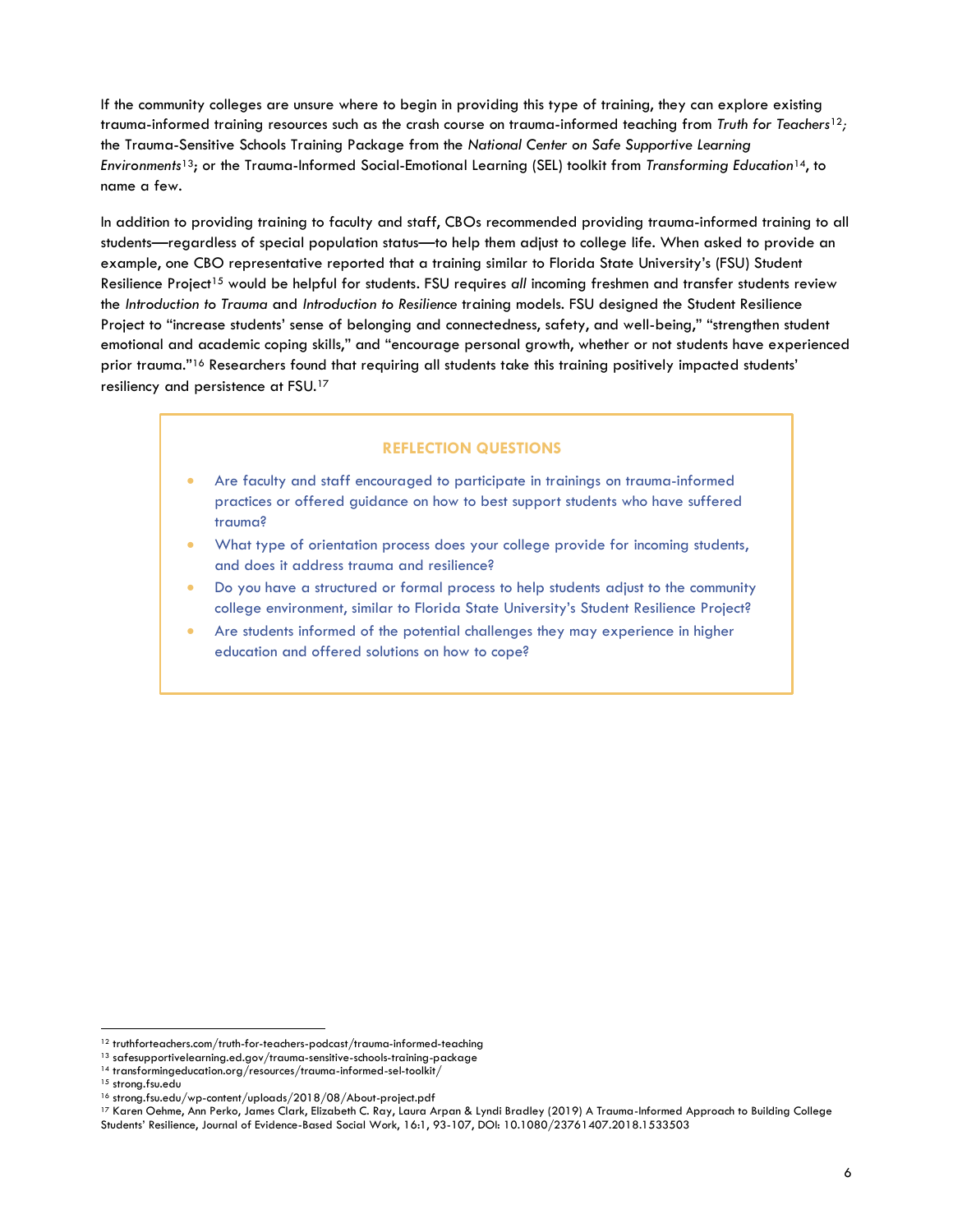If the community colleges are unsure where to begin in providing this type of training, they can explore existing trauma-informed training resources such as the crash course on trauma-informed teaching from *Truth for Teachers*[12]*;* the Trauma-Sensitive Schools Training Package from the *National Center on Safe Supportive Learning Environments*[13]; or the Trauma-Informed Social-Emotional Learning (SEL) toolkit from *Transforming Education*[14], to name a few.

In addition to providing training to faculty and staff, CBOs recommended providing trauma-informed training to all students—regardless of special population status—to help them adjust to college life. When asked to provide an example, one CBO representative reported that a training similar to Florida State University's (FSU) Student Resilience Project[15] would be helpful for students. FSU requires *all* incoming freshmen and transfer students review the *Introduction to Trauma* and *Introduction to Resilience* training models. FSU designed the Student Resilience Project to "increase students' sense of belonging and connectedness, safety, and well-being," "strengthen student emotional and academic coping skills," and "encourage personal growth, whether or not students have experienced prior trauma."[16] Researchers found that requiring all students take this training positively impacted students' resiliency and persistence at FSU.[17]

> **REFLECTION QUESTIONS**
>
> - Are faculty and staff encouraged to participate in trainings on trauma-informed practices or offered guidance on how to best support students who have suffered trauma?
> - What type of orientation process does your college provide for incoming students, and does it address trauma and resilience?
> - Do you have a structured or formal process to help students adjust to the community college environment, similar to Florida State University's Student Resilience Project?
> - Are students informed of the potential challenges they may experience in higher education and offered solutions on how to cope?

---

[12] truthforteachers.com/truth-for-teachers-podcast/trauma-informed-teaching
[13] safesupportivelearning.ed.gov/trauma-sensitive-schools-training-package
[14] transformingeducation.org/resources/trauma-informed-sel-toolkit/
[15] strong.fsu.edu
[16] strong.fsu.edu/wp-content/uploads/2018/08/About-project.pdf
[17] Karen Oehme, Ann Perko, James Clark, Elizabeth C. Ray, Laura Arpan & Lyndi Bradley (2019) A Trauma-Informed Approach to Building College Students' Resilience, Journal of Evidence-Based Social Work, 16:1, 93-107, DOI: 10.1080/23761407.2018.1533503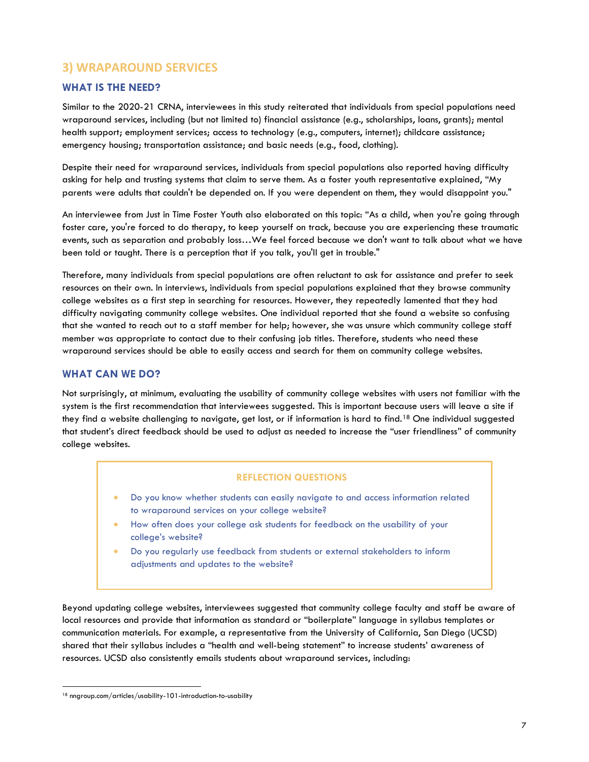## 3) WRAPAROUND SERVICES

### WHAT IS THE NEED?

Similar to the 2020-21 CRNA, interviewees in this study reiterated that individuals from special populations need wraparound services, including (but not limited to) financial assistance (e.g., scholarships, loans, grants); mental health support; employment services; access to technology (e.g., computers, internet); childcare assistance; emergency housing; transportation assistance; and basic needs (e.g., food, clothing).

Despite their need for wraparound services, individuals from special populations also reported having difficulty asking for help and trusting systems that claim to serve them. As a foster youth representative explained, "My parents were adults that couldn't be depended on. If you were dependent on them, they would disappoint you."

An interviewee from Just in Time Foster Youth also elaborated on this topic: "As a child, when you're going through foster care, you're forced to do therapy, to keep yourself on track, because you are experiencing these traumatic events, such as separation and probably loss…We feel forced because we don't want to talk about what we have been told or taught. There is a perception that if you talk, you'll get in trouble."

Therefore, many individuals from special populations are often reluctant to ask for assistance and prefer to seek resources on their own. In interviews, individuals from special populations explained that they browse community college websites as a first step in searching for resources. However, they repeatedly lamented that they had difficulty navigating community college websites. One individual reported that she found a website so confusing that she wanted to reach out to a staff member for help; however, she was unsure which community college staff member was appropriate to contact due to their confusing job titles. Therefore, students who need these wraparound services should be able to easily access and search for them on community college websites.

### WHAT CAN WE DO?

Not surprisingly, at minimum, evaluating the usability of community college websites with users not familiar with the system is the first recommendation that interviewees suggested. This is important because users will leave a site if they find a website challenging to navigate, get lost, or if information is hard to find.[18] One individual suggested that student's direct feedback should be used to adjust as needed to increase the "user friendliness" of community college websites.

> **REFLECTION QUESTIONS**
>
> - Do you know whether students can easily navigate to and access information related to wraparound services on your college website?
> - How often does your college ask students for feedback on the usability of your college's website?
> - Do you regularly use feedback from students or external stakeholders to inform adjustments and updates to the website?

Beyond updating college websites, interviewees suggested that community college faculty and staff be aware of local resources and provide that information as standard or "boilerplate" language in syllabus templates or communication materials. For example, a representative from the University of California, San Diego (UCSD) shared that their syllabus includes a "health and well-being statement" to increase students' awareness of resources. UCSD also consistently emails students about wraparound services, including:

---

[18] nngroup.com/articles/usability-101-introduction-to-usability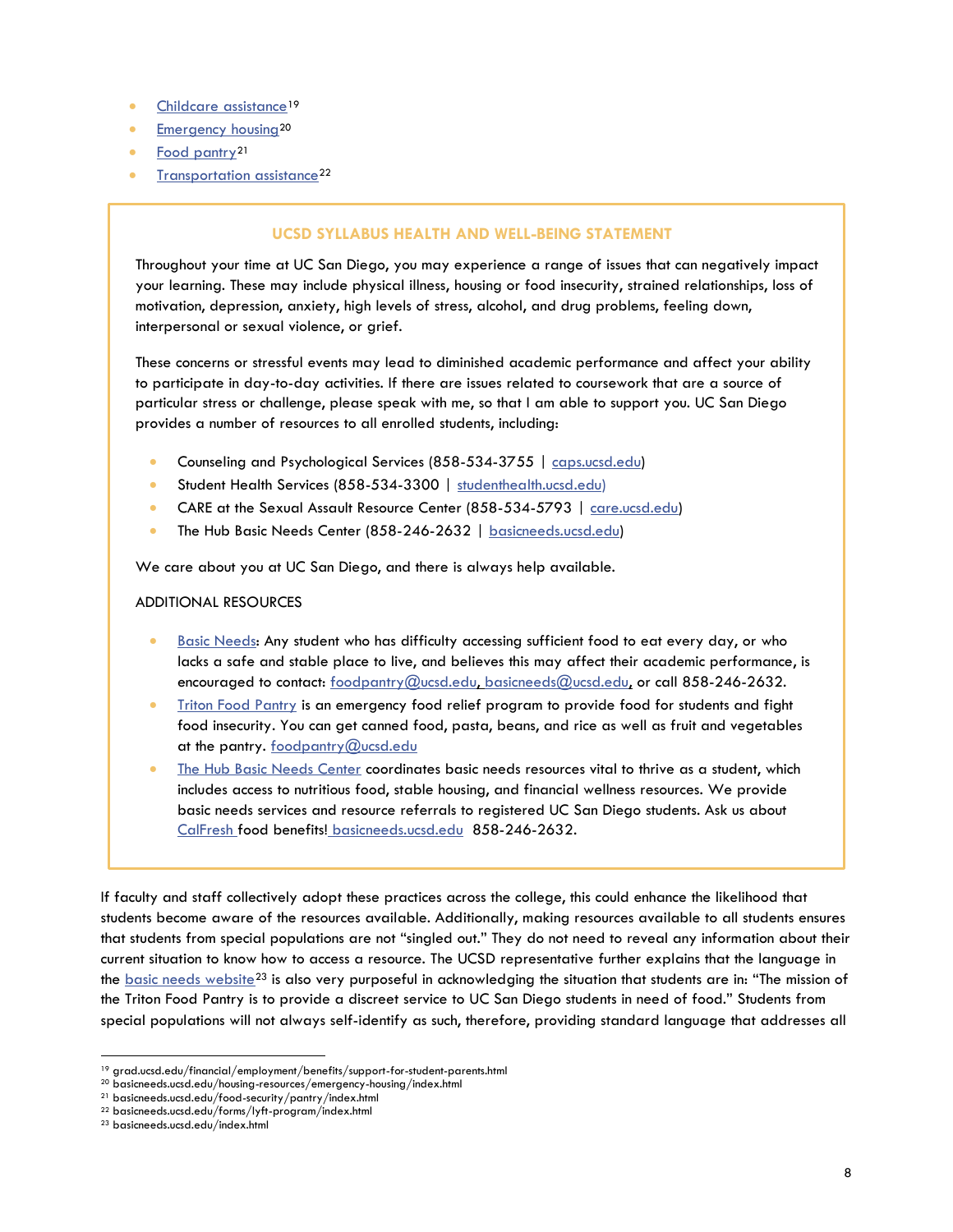- Childcare assistance[19]
- Emergency housing[20]
- Food pantry[21]
- Transportation assistance[22]

> **UCSD SYLLABUS HEALTH AND WELL-BEING STATEMENT**
>
> Throughout your time at UC San Diego, you may experience a range of issues that can negatively impact your learning. These may include physical illness, housing or food insecurity, strained relationships, loss of motivation, depression, anxiety, high levels of stress, alcohol, and drug problems, feeling down, interpersonal or sexual violence, or grief.
>
> These concerns or stressful events may lead to diminished academic performance and affect your ability to participate in day-to-day activities. If there are issues related to coursework that are a source of particular stress or challenge, please speak with me, so that I am able to support you. UC San Diego provides a number of resources to all enrolled students, including:
>
> - Counseling and Psychological Services (858-534-3755 | caps.ucsd.edu)
> - Student Health Services (858-534-3300 | studenthealth.ucsd.edu)
> - CARE at the Sexual Assault Resource Center (858-534-5793 | care.ucsd.edu)
> - The Hub Basic Needs Center (858-246-2632 | basicneeds.ucsd.edu)
>
> We care about you at UC San Diego, and there is always help available.
>
> ADDITIONAL RESOURCES
>
> - Basic Needs: Any student who has difficulty accessing sufficient food to eat every day, or who lacks a safe and stable place to live, and believes this may affect their academic performance, is encouraged to contact: foodpantry@ucsd.edu, basicneeds@ucsd.edu, or call 858-246-2632.
> - Triton Food Pantry is an emergency food relief program to provide food for students and fight food insecurity. You can get canned food, pasta, beans, and rice as well as fruit and vegetables at the pantry. foodpantry@ucsd.edu
> - The Hub Basic Needs Center coordinates basic needs resources vital to thrive as a student, which includes access to nutritious food, stable housing, and financial wellness resources. We provide basic needs services and resource referrals to registered UC San Diego students. Ask us about CalFresh food benefits! basicneeds.ucsd.edu 858-246-2632.

If faculty and staff collectively adopt these practices across the college, this could enhance the likelihood that students become aware of the resources available. Additionally, making resources available to all students ensures that students from special populations are not "singled out." They do not need to reveal any information about their current situation to know how to access a resource. The UCSD representative further explains that the language in the basic needs website[23] is also very purposeful in acknowledging the situation that students are in: "The mission of the Triton Food Pantry is to provide a discreet service to UC San Diego students in need of food." Students from special populations will not always self-identify as such, therefore, providing standard language that addresses all

---

[19] grad.ucsd.edu/financial/employment/benefits/support-for-student-parents.html
[20] basicneeds.ucsd.edu/housing-resources/emergency-housing/index.html
[21] basicneeds.ucsd.edu/food-security/pantry/index.html
[22] basicneeds.ucsd.edu/forms/lyft-program/index.html
[23] basicneeds.ucsd.edu/index.html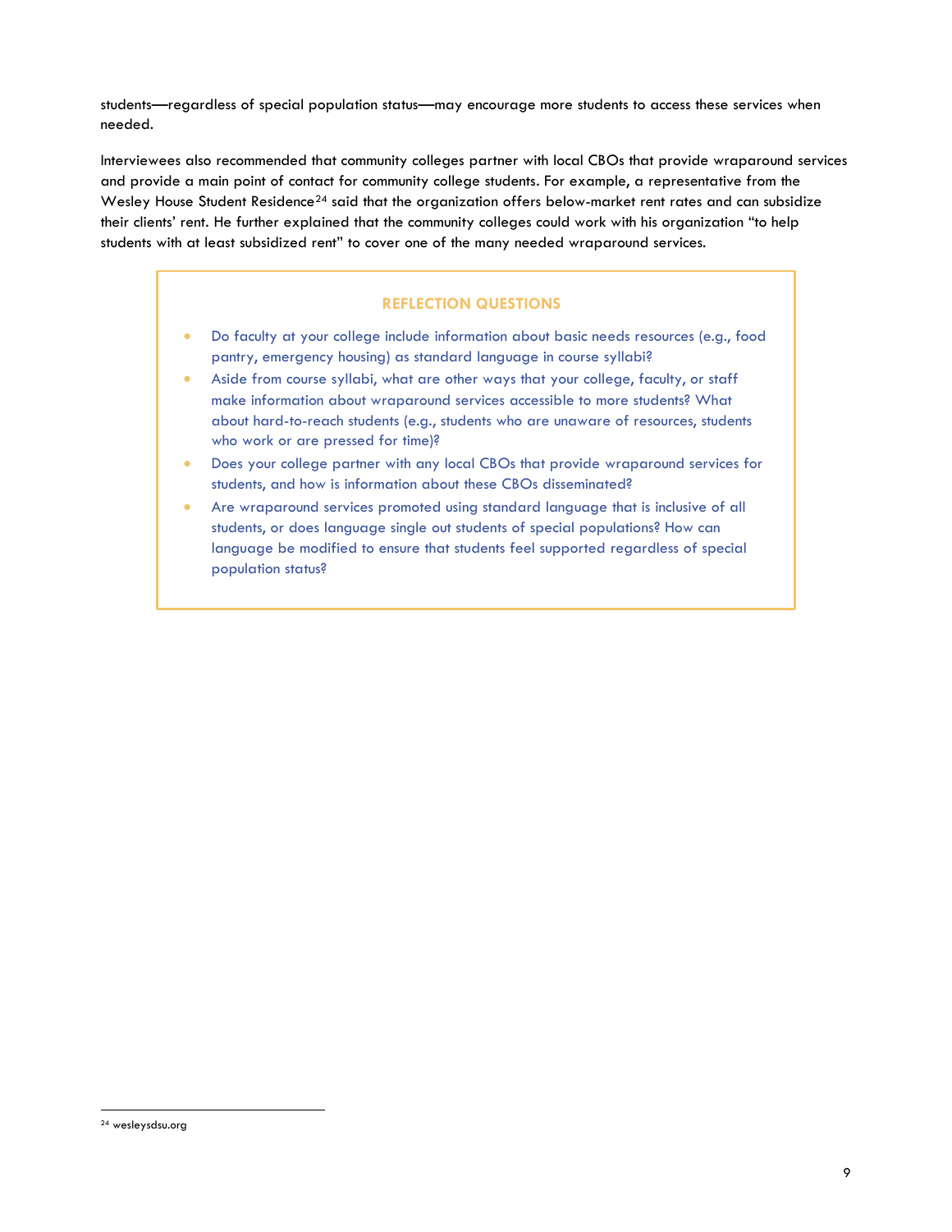students—regardless of special population status—may encourage more students to access these services when needed.

Interviewees also recommended that community colleges partner with local CBOs that provide wraparound services and provide a main point of contact for community college students. For example, a representative from the Wesley House Student Residence[24] said that the organization offers below-market rent rates and can subsidize their clients' rent. He further explained that the community colleges could work with his organization "to help students with at least subsidized rent" to cover one of the many needed wraparound services.

### REFLECTION QUESTIONS

- Do faculty at your college include information about basic needs resources (e.g., food pantry, emergency housing) as standard language in course syllabi?
- Aside from course syllabi, what are other ways that your college, faculty, or staff make information about wraparound services accessible to more students? What about hard-to-reach students (e.g., students who are unaware of resources, students who work or are pressed for time)?
- Does your college partner with any local CBOs that provide wraparound services for students, and how is information about these CBOs disseminated?
- Are wraparound services promoted using standard language that is inclusive of all students, or does language single out students of special populations? How can language be modified to ensure that students feel supported regardless of special population status?

[24] wesleysdsu.org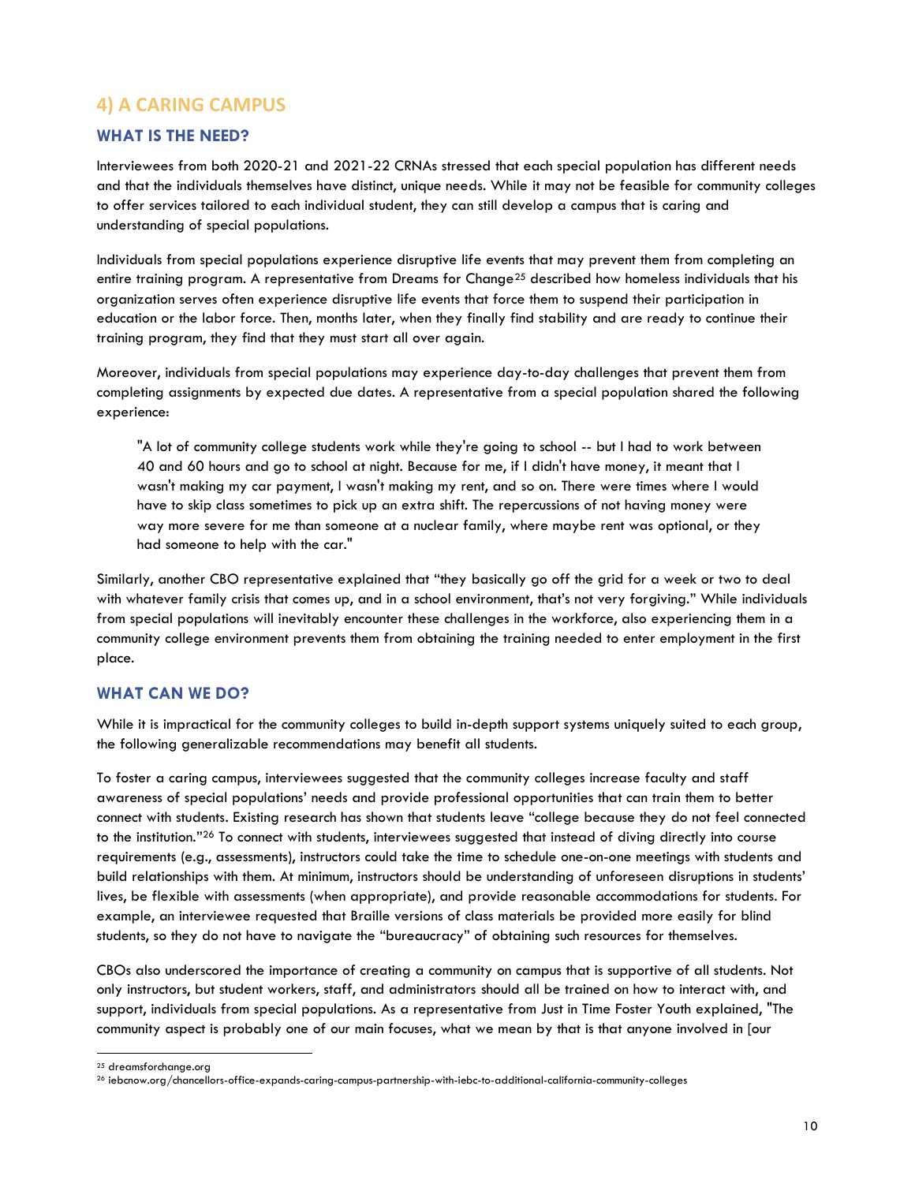## 4) A CARING CAMPUS

### WHAT IS THE NEED?

Interviewees from both 2020-21 and 2021-22 CRNAs stressed that each special population has different needs and that the individuals themselves have distinct, unique needs. While it may not be feasible for community colleges to offer services tailored to each individual student, they can still develop a campus that is caring and understanding of special populations.

Individuals from special populations experience disruptive life events that may prevent them from completing an entire training program. A representative from Dreams for Change[25] described how homeless individuals that his organization serves often experience disruptive life events that force them to suspend their participation in education or the labor force. Then, months later, when they finally find stability and are ready to continue their training program, they find that they must start all over again.

Moreover, individuals from special populations may experience day-to-day challenges that prevent them from completing assignments by expected due dates. A representative from a special population shared the following experience:

> "A lot of community college students work while they're going to school -- but I had to work between 40 and 60 hours and go to school at night. Because for me, if I didn't have money, it meant that I wasn't making my car payment, I wasn't making my rent, and so on. There were times where I would have to skip class sometimes to pick up an extra shift. The repercussions of not having money were way more severe for me than someone at a nuclear family, where maybe rent was optional, or they had someone to help with the car."

Similarly, another CBO representative explained that "they basically go off the grid for a week or two to deal with whatever family crisis that comes up, and in a school environment, that's not very forgiving." While individuals from special populations will inevitably encounter these challenges in the workforce, also experiencing them in a community college environment prevents them from obtaining the training needed to enter employment in the first place.

### WHAT CAN WE DO?

While it is impractical for the community colleges to build in-depth support systems uniquely suited to each group, the following generalizable recommendations may benefit all students.

To foster a caring campus, interviewees suggested that the community colleges increase faculty and staff awareness of special populations' needs and provide professional opportunities that can train them to better connect with students. Existing research has shown that students leave "college because they do not feel connected to the institution."[26] To connect with students, interviewees suggested that instead of diving directly into course requirements (e.g., assessments), instructors could take the time to schedule one-on-one meetings with students and build relationships with them. At minimum, instructors should be understanding of unforeseen disruptions in students' lives, be flexible with assessments (when appropriate), and provide reasonable accommodations for students. For example, an interviewee requested that Braille versions of class materials be provided more easily for blind students, so they do not have to navigate the "bureaucracy" of obtaining such resources for themselves.

CBOs also underscored the importance of creating a community on campus that is supportive of all students. Not only instructors, but student workers, staff, and administrators should all be trained on how to interact with, and support, individuals from special populations. As a representative from Just in Time Foster Youth explained, "The community aspect is probably one of our main focuses, what we mean by that is that anyone involved in [our

---

[25] dreamsforchange.org

[26] iebcnow.org/chancellors-office-expands-caring-campus-partnership-with-iebc-to-additional-california-community-colleges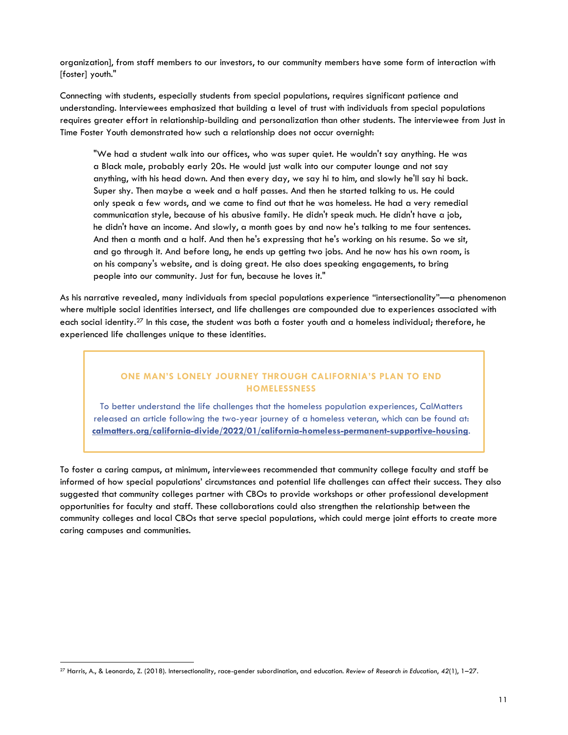organization], from staff members to our investors, to our community members have some form of interaction with [foster] youth."

Connecting with students, especially students from special populations, requires significant patience and understanding. Interviewees emphasized that building a level of trust with individuals from special populations requires greater effort in relationship-building and personalization than other students. The interviewee from Just in Time Foster Youth demonstrated how such a relationship does not occur overnight:

> "We had a student walk into our offices, who was super quiet. He wouldn't say anything. He was a Black male, probably early 20s. He would just walk into our computer lounge and not say anything, with his head down. And then every day, we say hi to him, and slowly he'll say hi back. Super shy. Then maybe a week and a half passes. And then he started talking to us. He could only speak a few words, and we came to find out that he was homeless. He had a very remedial communication style, because of his abusive family. He didn't speak much. He didn't have a job, he didn't have an income. And slowly, a month goes by and now he's talking to me four sentences. And then a month and a half. And then he's expressing that he's working on his resume. So we sit, and go through it. And before long, he ends up getting two jobs. And he now has his own room, is on his company's website, and is doing great. He also does speaking engagements, to bring people into our community. Just for fun, because he loves it."

As his narrative revealed, many individuals from special populations experience "intersectionality"—a phenomenon where multiple social identities intersect, and life challenges are compounded due to experiences associated with each social identity.[27] In this case, the student was both a foster youth and a homeless individual; therefore, he experienced life challenges unique to these identities.

> **ONE MAN'S LONELY JOURNEY THROUGH CALIFORNIA'S PLAN TO END HOMELESSNESS**
>
> To better understand the life challenges that the homeless population experiences, CalMatters released an article following the two-year journey of a homeless veteran, which can be found at: **calmatters.org/california-divide/2022/01/california-homeless-permanent-supportive-housing**.

To foster a caring campus, at minimum, interviewees recommended that community college faculty and staff be informed of how special populations' circumstances and potential life challenges can affect their success. They also suggested that community colleges partner with CBOs to provide workshops or other professional development opportunities for faculty and staff. These collaborations could also strengthen the relationship between the community colleges and local CBOs that serve special populations, which could merge joint efforts to create more caring campuses and communities.

---

[27] Harris, A., & Leonardo, Z. (2018). Intersectionality, race-gender subordination, and education. *Review of Research in Education*, *42*(1), 1–27.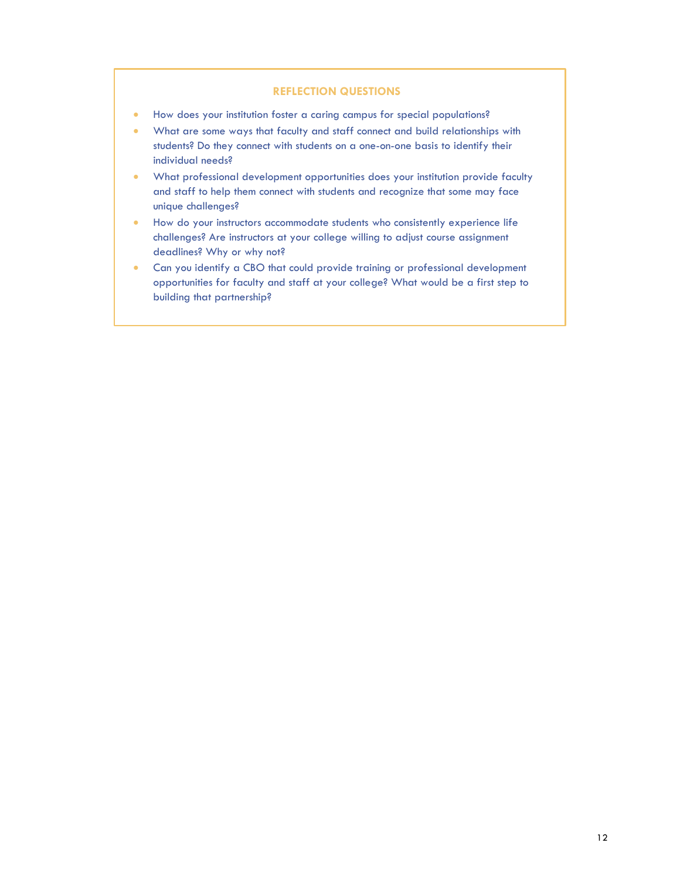### REFLECTION QUESTIONS

- How does your institution foster a caring campus for special populations?
- What are some ways that faculty and staff connect and build relationships with students? Do they connect with students on a one-on-one basis to identify their individual needs?
- What professional development opportunities does your institution provide faculty and staff to help them connect with students and recognize that some may face unique challenges?
- How do your instructors accommodate students who consistently experience life challenges? Are instructors at your college willing to adjust course assignment deadlines? Why or why not?
- Can you identify a CBO that could provide training or professional development opportunities for faculty and staff at your college? What would be a first step to building that partnership?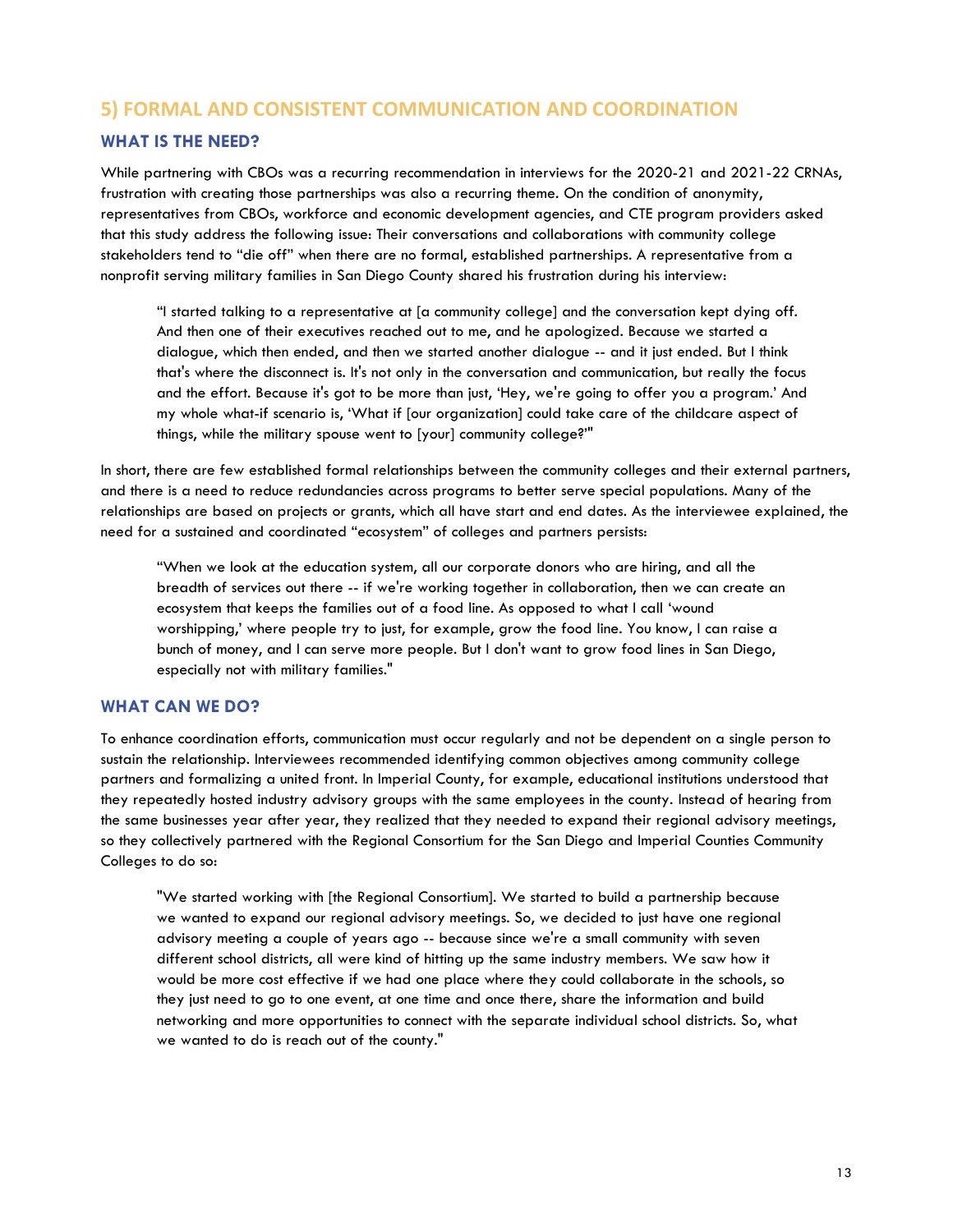## 5) FORMAL AND CONSISTENT COMMUNICATION AND COORDINATION

### WHAT IS THE NEED?

While partnering with CBOs was a recurring recommendation in interviews for the 2020-21 and 2021-22 CRNAs, frustration with creating those partnerships was also a recurring theme. On the condition of anonymity, representatives from CBOs, workforce and economic development agencies, and CTE program providers asked that this study address the following issue: Their conversations and collaborations with community college stakeholders tend to "die off" when there are no formal, established partnerships. A representative from a nonprofit serving military families in San Diego County shared his frustration during his interview:

> "I started talking to a representative at [a community college] and the conversation kept dying off. And then one of their executives reached out to me, and he apologized. Because we started a dialogue, which then ended, and then we started another dialogue -- and it just ended. But I think that's where the disconnect is. It's not only in the conversation and communication, but really the focus and the effort. Because it's got to be more than just, 'Hey, we're going to offer you a program.' And my whole what-if scenario is, 'What if [our organization] could take care of the childcare aspect of things, while the military spouse went to [your] community college?'"

In short, there are few established formal relationships between the community colleges and their external partners, and there is a need to reduce redundancies across programs to better serve special populations. Many of the relationships are based on projects or grants, which all have start and end dates. As the interviewee explained, the need for a sustained and coordinated "ecosystem" of colleges and partners persists:

> "When we look at the education system, all our corporate donors who are hiring, and all the breadth of services out there -- if we're working together in collaboration, then we can create an ecosystem that keeps the families out of a food line. As opposed to what I call 'wound worshipping,' where people try to just, for example, grow the food line. You know, I can raise a bunch of money, and I can serve more people. But I don't want to grow food lines in San Diego, especially not with military families."

### WHAT CAN WE DO?

To enhance coordination efforts, communication must occur regularly and not be dependent on a single person to sustain the relationship. Interviewees recommended identifying common objectives among community college partners and formalizing a united front. In Imperial County, for example, educational institutions understood that they repeatedly hosted industry advisory groups with the same employees in the county. Instead of hearing from the same businesses year after year, they realized that they needed to expand their regional advisory meetings, so they collectively partnered with the Regional Consortium for the San Diego and Imperial Counties Community Colleges to do so:

> "We started working with [the Regional Consortium]. We started to build a partnership because we wanted to expand our regional advisory meetings. So, we decided to just have one regional advisory meeting a couple of years ago -- because since we're a small community with seven different school districts, all were kind of hitting up the same industry members. We saw how it would be more cost effective if we had one place where they could collaborate in the schools, so they just need to go to one event, at one time and once there, share the information and build networking and more opportunities to connect with the separate individual school districts. So, what we wanted to do is reach out of the county."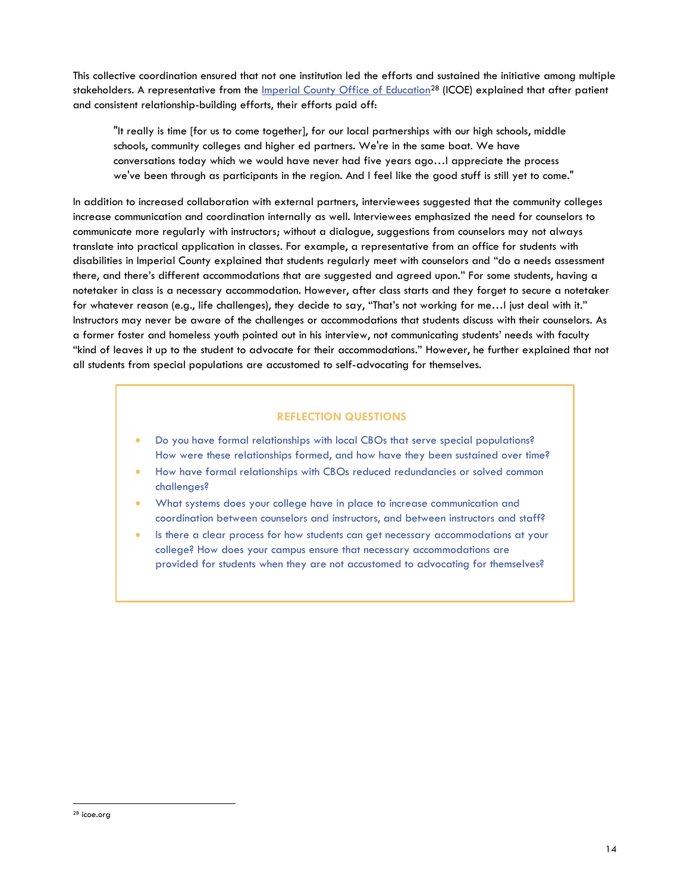This collective coordination ensured that not one institution led the efforts and sustained the initiative among multiple stakeholders. A representative from the Imperial County Office of Education[28] (ICOE) explained that after patient and consistent relationship-building efforts, their efforts paid off:

> "It really is time [for us to come together], for our local partnerships with our high schools, middle schools, community colleges and higher ed partners. We're in the same boat. We have conversations today which we would have never had five years ago…I appreciate the process we've been through as participants in the region. And I feel like the good stuff is still yet to come."

In addition to increased collaboration with external partners, interviewees suggested that the community colleges increase communication and coordination internally as well. Interviewees emphasized the need for counselors to communicate more regularly with instructors; without a dialogue, suggestions from counselors may not always translate into practical application in classes. For example, a representative from an office for students with disabilities in Imperial County explained that students regularly meet with counselors and "do a needs assessment there, and there's different accommodations that are suggested and agreed upon." For some students, having a notetaker in class is a necessary accommodation. However, after class starts and they forget to secure a notetaker for whatever reason (e.g., life challenges), they decide to say, "That's not working for me…I just deal with it." Instructors may never be aware of the challenges or accommodations that students discuss with their counselors. As a former foster and homeless youth pointed out in his interview, not communicating students' needs with faculty "kind of leaves it up to the student to advocate for their accommodations." However, he further explained that not all students from special populations are accustomed to self-advocating for themselves.

### REFLECTION QUESTIONS

- Do you have formal relationships with local CBOs that serve special populations? How were these relationships formed, and how have they been sustained over time?
- How have formal relationships with CBOs reduced redundancies or solved common challenges?
- What systems does your college have in place to increase communication and coordination between counselors and instructors, and between instructors and staff?
- Is there a clear process for how students can get necessary accommodations at your college? How does your campus ensure that necessary accommodations are provided for students when they are not accustomed to advocating for themselves?

[28] icoe.org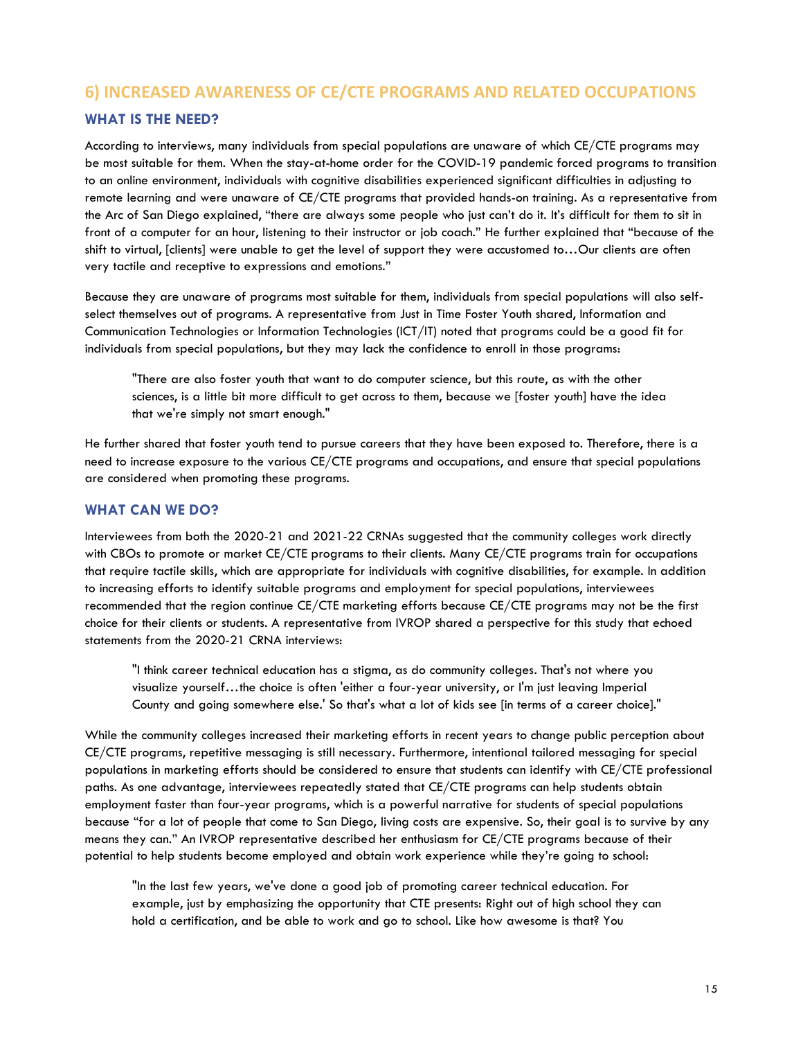## 6) INCREASED AWARENESS OF CE/CTE PROGRAMS AND RELATED OCCUPATIONS

### WHAT IS THE NEED?

According to interviews, many individuals from special populations are unaware of which CE/CTE programs may be most suitable for them. When the stay-at-home order for the COVID-19 pandemic forced programs to transition to an online environment, individuals with cognitive disabilities experienced significant difficulties in adjusting to remote learning and were unaware of CE/CTE programs that provided hands-on training. As a representative from the Arc of San Diego explained, "there are always some people who just can't do it. It's difficult for them to sit in front of a computer for an hour, listening to their instructor or job coach." He further explained that "because of the shift to virtual, [clients] were unable to get the level of support they were accustomed to…Our clients are often very tactile and receptive to expressions and emotions."

Because they are unaware of programs most suitable for them, individuals from special populations will also self-select themselves out of programs. A representative from Just in Time Foster Youth shared, Information and Communication Technologies or Information Technologies (ICT/IT) noted that programs could be a good fit for individuals from special populations, but they may lack the confidence to enroll in those programs:

> "There are also foster youth that want to do computer science, but this route, as with the other sciences, is a little bit more difficult to get across to them, because we [foster youth] have the idea that we're simply not smart enough."

He further shared that foster youth tend to pursue careers that they have been exposed to. Therefore, there is a need to increase exposure to the various CE/CTE programs and occupations, and ensure that special populations are considered when promoting these programs.

### WHAT CAN WE DO?

Interviewees from both the 2020-21 and 2021-22 CRNAs suggested that the community colleges work directly with CBOs to promote or market CE/CTE programs to their clients. Many CE/CTE programs train for occupations that require tactile skills, which are appropriate for individuals with cognitive disabilities, for example. In addition to increasing efforts to identify suitable programs and employment for special populations, interviewees recommended that the region continue CE/CTE marketing efforts because CE/CTE programs may not be the first choice for their clients or students. A representative from IVROP shared a perspective for this study that echoed statements from the 2020-21 CRNA interviews:

> "I think career technical education has a stigma, as do community colleges. That's not where you visualize yourself…the choice is often 'either a four-year university, or I'm just leaving Imperial County and going somewhere else.' So that's what a lot of kids see [in terms of a career choice]."

While the community colleges increased their marketing efforts in recent years to change public perception about CE/CTE programs, repetitive messaging is still necessary. Furthermore, intentional tailored messaging for special populations in marketing efforts should be considered to ensure that students can identify with CE/CTE professional paths. As one advantage, interviewees repeatedly stated that CE/CTE programs can help students obtain employment faster than four-year programs, which is a powerful narrative for students of special populations because "for a lot of people that come to San Diego, living costs are expensive. So, their goal is to survive by any means they can." An IVROP representative described her enthusiasm for CE/CTE programs because of their potential to help students become employed and obtain work experience while they're going to school:

> "In the last few years, we've done a good job of promoting career technical education. For example, just by emphasizing the opportunity that CTE presents: Right out of high school they can hold a certification, and be able to work and go to school. Like how awesome is that? You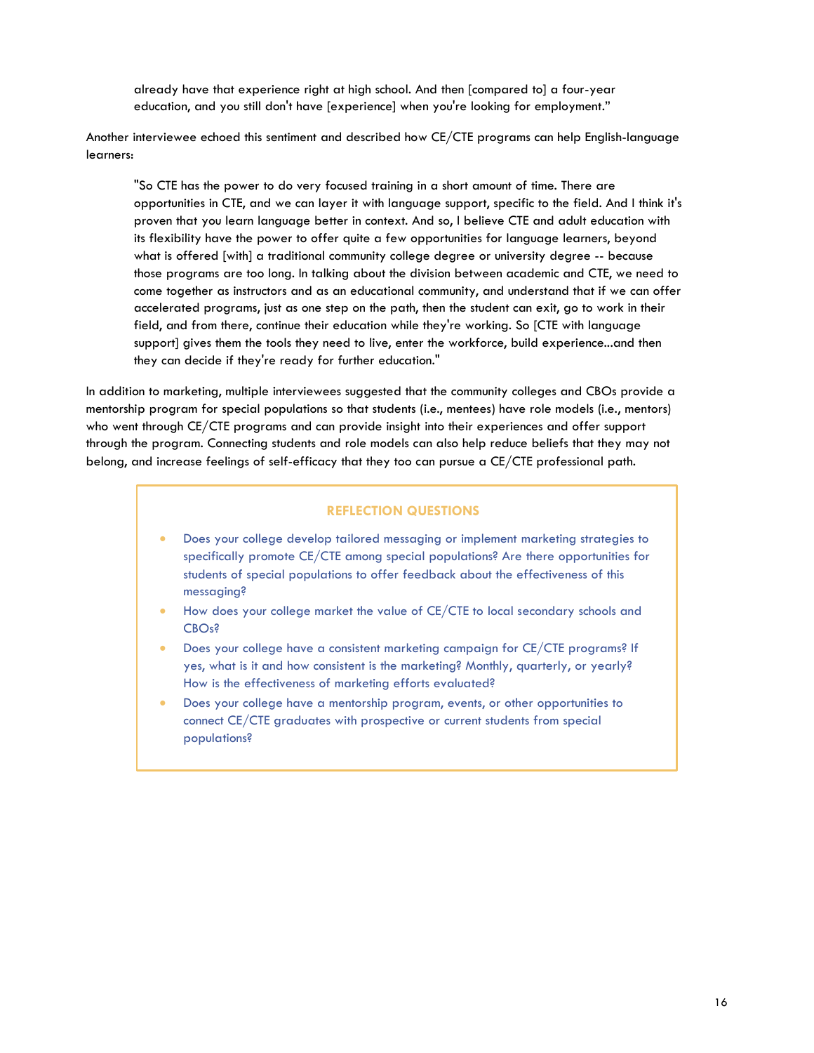> already have that experience right at high school. And then [compared to] a four-year education, and you still don't have [experience] when you're looking for employment."

Another interviewee echoed this sentiment and described how CE/CTE programs can help English-language learners:

> "So CTE has the power to do very focused training in a short amount of time. There are opportunities in CTE, and we can layer it with language support, specific to the field. And I think it's proven that you learn language better in context. And so, I believe CTE and adult education with its flexibility have the power to offer quite a few opportunities for language learners, beyond what is offered [with] a traditional community college degree or university degree -- because those programs are too long. In talking about the division between academic and CTE, we need to come together as instructors and as an educational community, and understand that if we can offer accelerated programs, just as one step on the path, then the student can exit, go to work in their field, and from there, continue their education while they're working. So [CTE with language support] gives them the tools they need to live, enter the workforce, build experience...and then they can decide if they're ready for further education."

In addition to marketing, multiple interviewees suggested that the community colleges and CBOs provide a mentorship program for special populations so that students (i.e., mentees) have role models (i.e., mentors) who went through CE/CTE programs and can provide insight into their experiences and offer support through the program. Connecting students and role models can also help reduce beliefs that they may not belong, and increase feelings of self-efficacy that they too can pursue a CE/CTE professional path.

### REFLECTION QUESTIONS

- Does your college develop tailored messaging or implement marketing strategies to specifically promote CE/CTE among special populations? Are there opportunities for students of special populations to offer feedback about the effectiveness of this messaging?
- How does your college market the value of CE/CTE to local secondary schools and CBOs?
- Does your college have a consistent marketing campaign for CE/CTE programs? If yes, what is it and how consistent is the marketing? Monthly, quarterly, or yearly? How is the effectiveness of marketing efforts evaluated?
- Does your college have a mentorship program, events, or other opportunities to connect CE/CTE graduates with prospective or current students from special populations?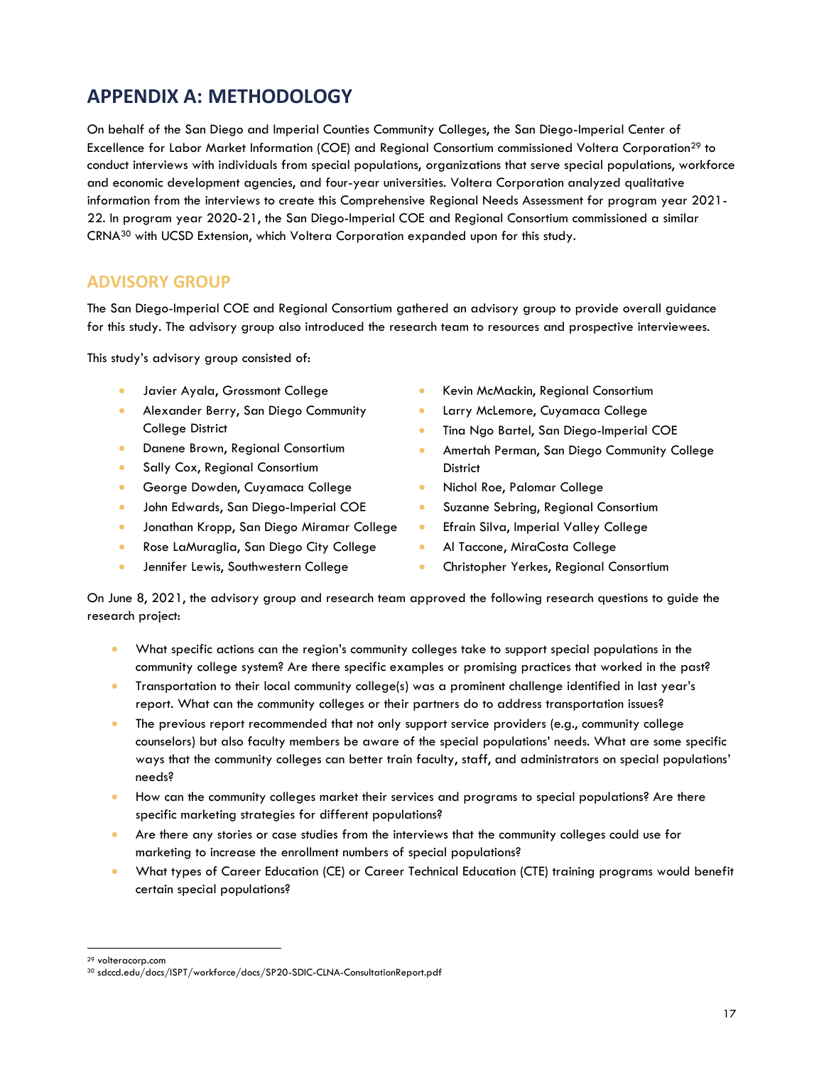# APPENDIX A: METHODOLOGY

On behalf of the San Diego and Imperial Counties Community Colleges, the San Diego-Imperial Center of Excellence for Labor Market Information (COE) and Regional Consortium commissioned Voltera Corporation[29] to conduct interviews with individuals from special populations, organizations that serve special populations, workforce and economic development agencies, and four-year universities. Voltera Corporation analyzed qualitative information from the interviews to create this Comprehensive Regional Needs Assessment for program year 2021-22. In program year 2020-21, the San Diego-Imperial COE and Regional Consortium commissioned a similar CRNA[30] with UCSD Extension, which Voltera Corporation expanded upon for this study.

## ADVISORY GROUP

The San Diego-Imperial COE and Regional Consortium gathered an advisory group to provide overall guidance for this study. The advisory group also introduced the research team to resources and prospective interviewees.

This study's advisory group consisted of:

- Javier Ayala, Grossmont College
- Alexander Berry, San Diego Community College District
- Danene Brown, Regional Consortium
- Sally Cox, Regional Consortium
- George Dowden, Cuyamaca College
- John Edwards, San Diego-Imperial COE
- Jonathan Kropp, San Diego Miramar College
- Rose LaMuraglia, San Diego City College
- Jennifer Lewis, Southwestern College
- Kevin McMackin, Regional Consortium
- Larry McLemore, Cuyamaca College
- Tina Ngo Bartel, San Diego-Imperial COE
- Amertah Perman, San Diego Community College District
- Nichol Roe, Palomar College
- Suzanne Sebring, Regional Consortium
- Efrain Silva, Imperial Valley College
- Al Taccone, MiraCosta College
- Christopher Yerkes, Regional Consortium

On June 8, 2021, the advisory group and research team approved the following research questions to guide the research project:

- What specific actions can the region's community colleges take to support special populations in the community college system? Are there specific examples or promising practices that worked in the past?
- Transportation to their local community college(s) was a prominent challenge identified in last year's report. What can the community colleges or their partners do to address transportation issues?
- The previous report recommended that not only support service providers (e.g., community college counselors) but also faculty members be aware of the special populations' needs. What are some specific ways that the community colleges can better train faculty, staff, and administrators on special populations' needs?
- How can the community colleges market their services and programs to special populations? Are there specific marketing strategies for different populations?
- Are there any stories or case studies from the interviews that the community colleges could use for marketing to increase the enrollment numbers of special populations?
- What types of Career Education (CE) or Career Technical Education (CTE) training programs would benefit certain special populations?

---

[29] volteracorp.com

[30] sdccd.edu/docs/ISPT/workforce/docs/SP20-SDIC-CLNA-ConsultationReport.pdf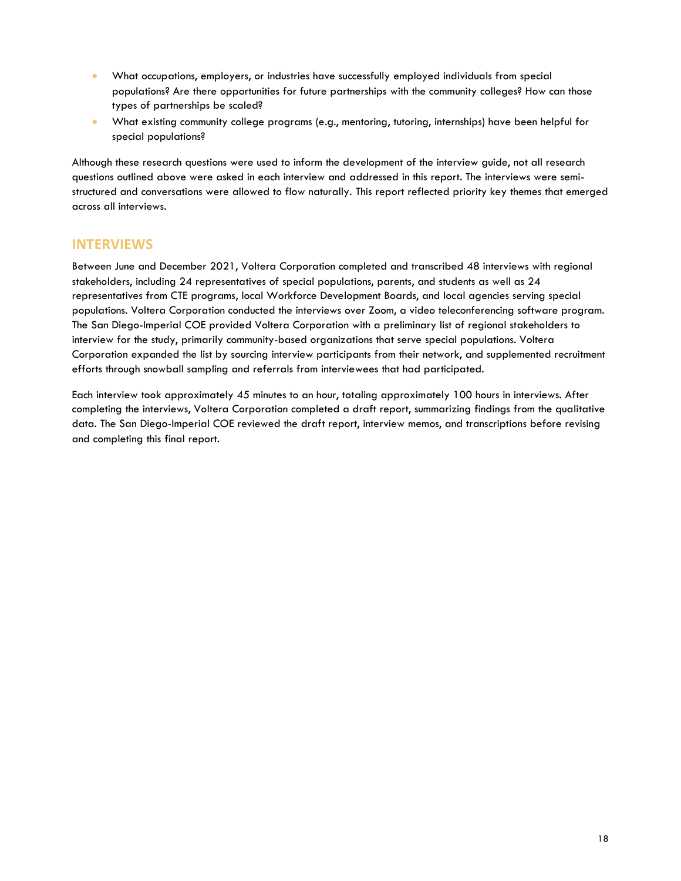- What occupations, employers, or industries have successfully employed individuals from special populations? Are there opportunities for future partnerships with the community colleges? How can those types of partnerships be scaled?
- What existing community college programs (e.g., mentoring, tutoring, internships) have been helpful for special populations?

Although these research questions were used to inform the development of the interview guide, not all research questions outlined above were asked in each interview and addressed in this report. The interviews were semi-structured and conversations were allowed to flow naturally. This report reflected priority key themes that emerged across all interviews.

## INTERVIEWS

Between June and December 2021, Voltera Corporation completed and transcribed 48 interviews with regional stakeholders, including 24 representatives of special populations, parents, and students as well as 24 representatives from CTE programs, local Workforce Development Boards, and local agencies serving special populations. Voltera Corporation conducted the interviews over Zoom, a video teleconferencing software program. The San Diego-Imperial COE provided Voltera Corporation with a preliminary list of regional stakeholders to interview for the study, primarily community-based organizations that serve special populations. Voltera Corporation expanded the list by sourcing interview participants from their network, and supplemented recruitment efforts through snowball sampling and referrals from interviewees that had participated.

Each interview took approximately 45 minutes to an hour, totaling approximately 100 hours in interviews. After completing the interviews, Voltera Corporation completed a draft report, summarizing findings from the qualitative data. The San Diego-Imperial COE reviewed the draft report, interview memos, and transcriptions before revising and completing this final report.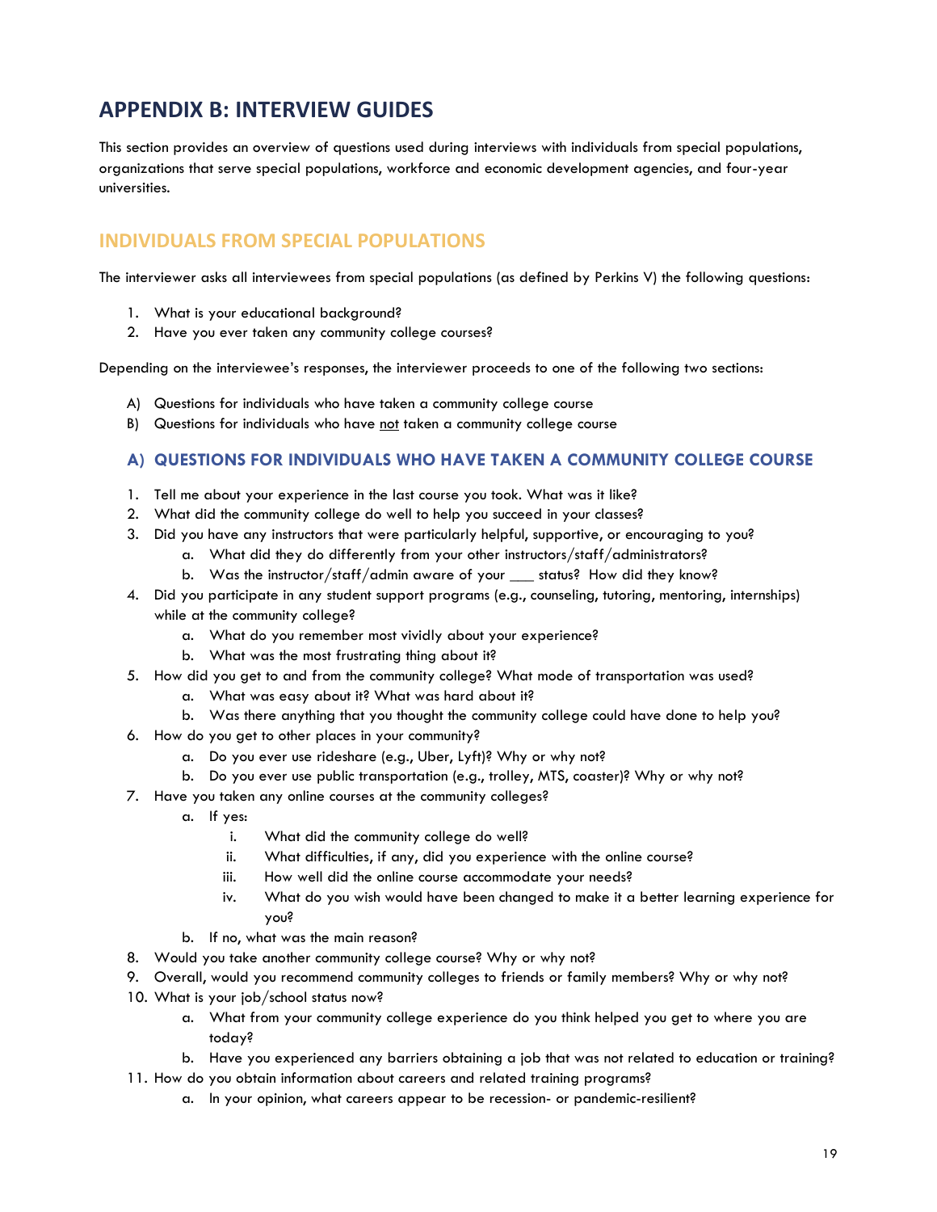# APPENDIX B: INTERVIEW GUIDES

This section provides an overview of questions used during interviews with individuals from special populations, organizations that serve special populations, workforce and economic development agencies, and four-year universities.

## INDIVIDUALS FROM SPECIAL POPULATIONS

The interviewer asks all interviewees from special populations (as defined by Perkins V) the following questions:

1. What is your educational background?
2. Have you ever taken any community college courses?

Depending on the interviewee's responses, the interviewer proceeds to one of the following two sections:

A) Questions for individuals who have taken a community college course
B) Questions for individuals who have <u>not</u> taken a community college course

### A) QUESTIONS FOR INDIVIDUALS WHO HAVE TAKEN A COMMUNITY COLLEGE COURSE

1. Tell me about your experience in the last course you took. What was it like?
2. What did the community college do well to help you succeed in your classes?
3. Did you have any instructors that were particularly helpful, supportive, or encouraging to you?
   a. What did they do differently from your other instructors/staff/administrators?
   b. Was the instructor/staff/admin aware of your ___ status? How did they know?
4. Did you participate in any student support programs (e.g., counseling, tutoring, mentoring, internships) while at the community college?
   a. What do you remember most vividly about your experience?
   b. What was the most frustrating thing about it?
5. How did you get to and from the community college? What mode of transportation was used?
   a. What was easy about it? What was hard about it?
   b. Was there anything that you thought the community college could have done to help you?
6. How do you get to other places in your community?
   a. Do you ever use rideshare (e.g., Uber, Lyft)? Why or why not?
   b. Do you ever use public transportation (e.g., trolley, MTS, coaster)? Why or why not?
7. Have you taken any online courses at the community colleges?
   a. If yes:
      i. What did the community college do well?
      ii. What difficulties, if any, did you experience with the online course?
      iii. How well did the online course accommodate your needs?
      iv. What do you wish would have been changed to make it a better learning experience for you?
   b. If no, what was the main reason?
8. Would you take another community college course? Why or why not?
9. Overall, would you recommend community colleges to friends or family members? Why or why not?
10. What is your job/school status now?
    a. What from your community college experience do you think helped you get to where you are today?
    b. Have you experienced any barriers obtaining a job that was not related to education or training?
11. How do you obtain information about careers and related training programs?
    a. In your opinion, what careers appear to be recession- or pandemic-resilient?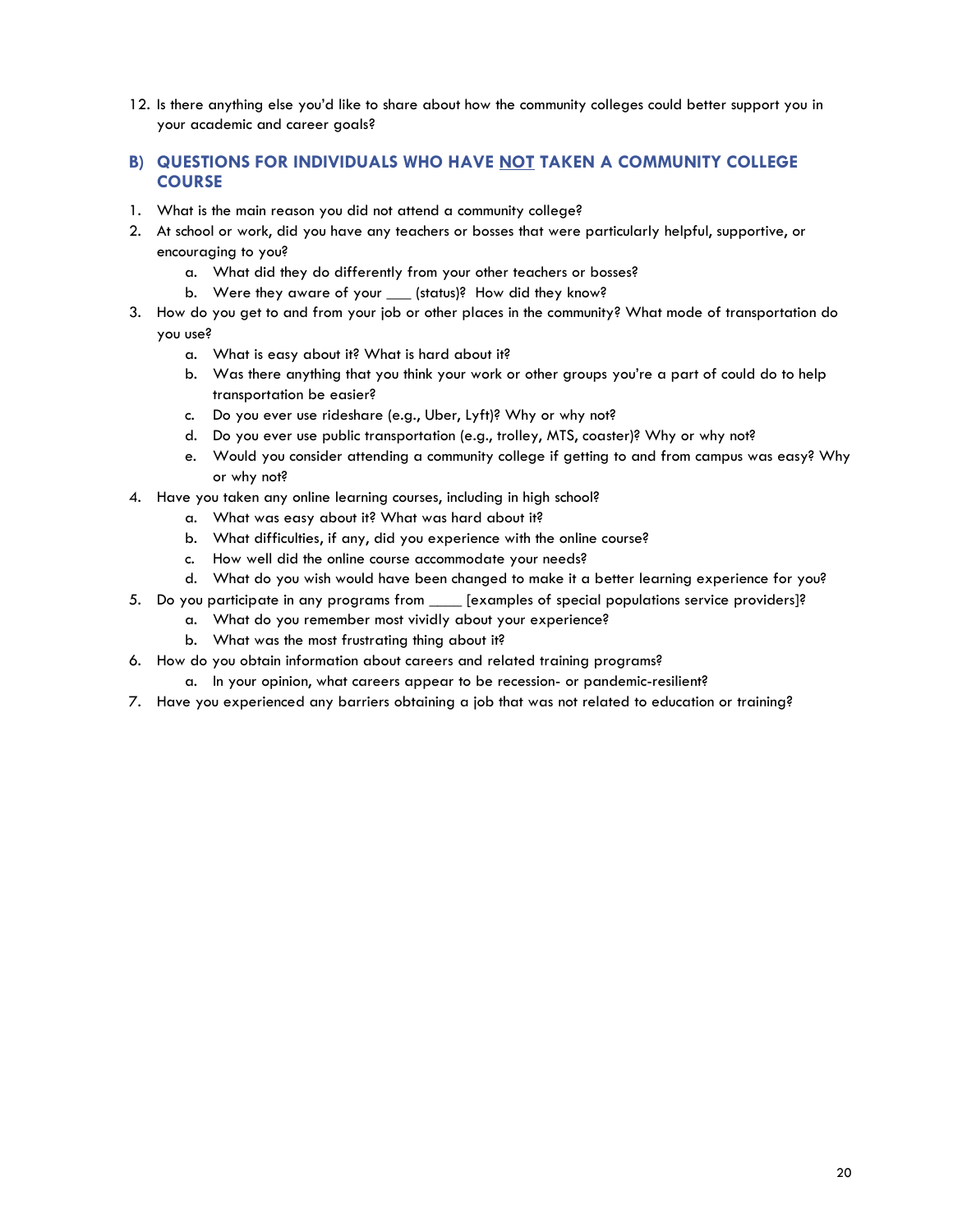12. Is there anything else you'd like to share about how the community colleges could better support you in your academic and career goals?

## B) QUESTIONS FOR INDIVIDUALS WHO HAVE <u>NOT</u> TAKEN A COMMUNITY COLLEGE COURSE

1. What is the main reason you did not attend a community college?
2. At school or work, did you have any teachers or bosses that were particularly helpful, supportive, or encouraging to you?
   a. What did they do differently from your other teachers or bosses?
   b. Were they aware of your ___ (status)? How did they know?
3. How do you get to and from your job or other places in the community? What mode of transportation do you use?
   a. What is easy about it? What is hard about it?
   b. Was there anything that you think your work or other groups you're a part of could do to help transportation be easier?
   c. Do you ever use rideshare (e.g., Uber, Lyft)? Why or why not?
   d. Do you ever use public transportation (e.g., trolley, MTS, coaster)? Why or why not?
   e. Would you consider attending a community college if getting to and from campus was easy? Why or why not?
4. Have you taken any online learning courses, including in high school?
   a. What was easy about it? What was hard about it?
   b. What difficulties, if any, did you experience with the online course?
   c. How well did the online course accommodate your needs?
   d. What do you wish would have been changed to make it a better learning experience for you?
5. Do you participate in any programs from ____ [examples of special populations service providers]?
   a. What do you remember most vividly about your experience?
   b. What was the most frustrating thing about it?
6. How do you obtain information about careers and related training programs?
   a. In your opinion, what careers appear to be recession- or pandemic-resilient?
7. Have you experienced any barriers obtaining a job that was not related to education or training?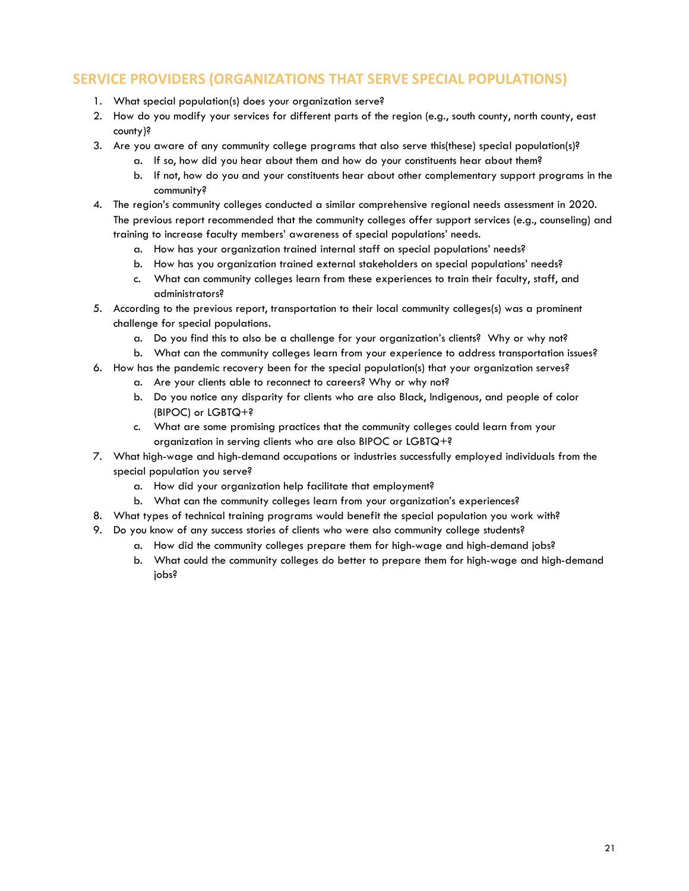## SERVICE PROVIDERS (ORGANIZATIONS THAT SERVE SPECIAL POPULATIONS)

1. What special population(s) does your organization serve?
2. How do you modify your services for different parts of the region (e.g., south county, north county, east county)?
3. Are you aware of any community college programs that also serve this(these) special population(s)?
   a. If so, how did you hear about them and how do your constituents hear about them?
   b. If not, how do you and your constituents hear about other complementary support programs in the community?
4. The region's community colleges conducted a similar comprehensive regional needs assessment in 2020. The previous report recommended that the community colleges offer support services (e.g., counseling) and training to increase faculty members' awareness of special populations' needs.
   a. How has your organization trained internal staff on special populations' needs?
   b. How has you organization trained external stakeholders on special populations' needs?
   c. What can community colleges learn from these experiences to train their faculty, staff, and administrators?
5. According to the previous report, transportation to their local community colleges(s) was a prominent challenge for special populations.
   a. Do you find this to also be a challenge for your organization's clients? Why or why not?
   b. What can the community colleges learn from your experience to address transportation issues?
6. How has the pandemic recovery been for the special population(s) that your organization serves?
   a. Are your clients able to reconnect to careers? Why or why not?
   b. Do you notice any disparity for clients who are also Black, Indigenous, and people of color (BIPOC) or LGBTQ+?
   c. What are some promising practices that the community colleges could learn from your organization in serving clients who are also BIPOC or LGBTQ+?
7. What high-wage and high-demand occupations or industries successfully employed individuals from the special population you serve?
   a. How did your organization help facilitate that employment?
   b. What can the community colleges learn from your organization's experiences?
8. What types of technical training programs would benefit the special population you work with?
9. Do you know of any success stories of clients who were also community college students?
   a. How did the community colleges prepare them for high-wage and high-demand jobs?
   b. What could the community colleges do better to prepare them for high-wage and high-demand jobs?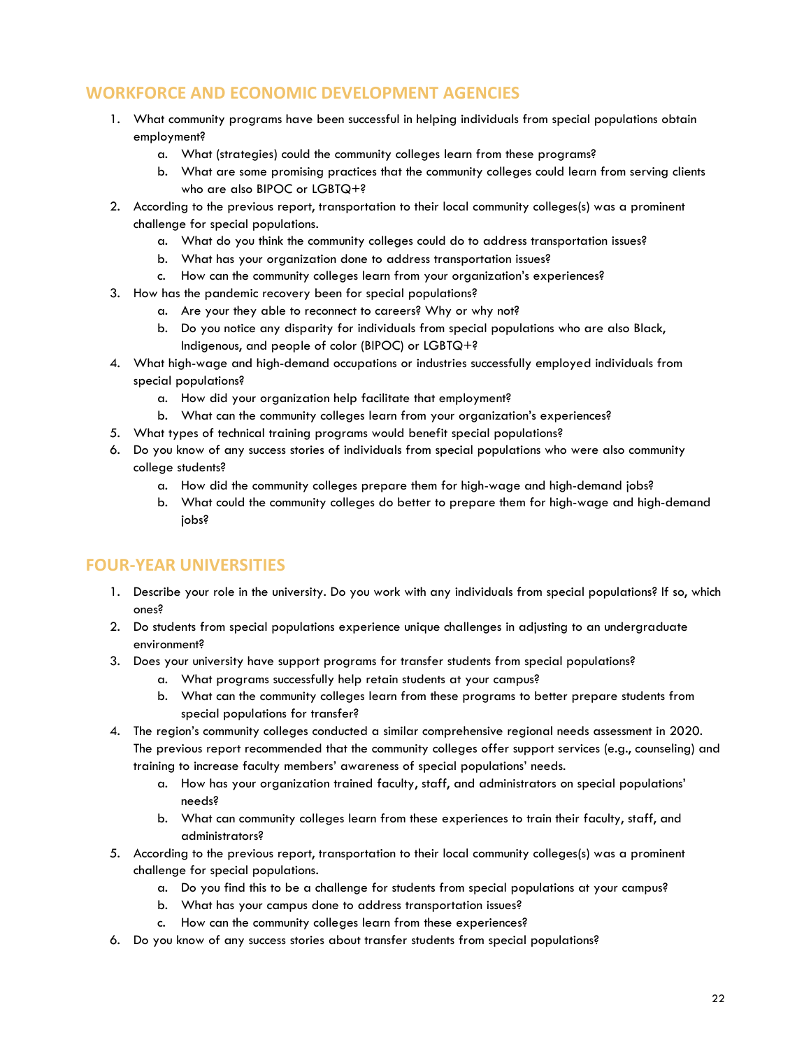## WORKFORCE AND ECONOMIC DEVELOPMENT AGENCIES

1. What community programs have been successful in helping individuals from special populations obtain employment?
    a. What (strategies) could the community colleges learn from these programs?
    b. What are some promising practices that the community colleges could learn from serving clients who are also BIPOC or LGBTQ+?
2. According to the previous report, transportation to their local community colleges(s) was a prominent challenge for special populations.
    a. What do you think the community colleges could do to address transportation issues?
    b. What has your organization done to address transportation issues?
    c. How can the community colleges learn from your organization's experiences?
3. How has the pandemic recovery been for special populations?
    a. Are your they able to reconnect to careers? Why or why not?
    b. Do you notice any disparity for individuals from special populations who are also Black, Indigenous, and people of color (BIPOC) or LGBTQ+?
4. What high-wage and high-demand occupations or industries successfully employed individuals from special populations?
    a. How did your organization help facilitate that employment?
    b. What can the community colleges learn from your organization's experiences?
5. What types of technical training programs would benefit special populations?
6. Do you know of any success stories of individuals from special populations who were also community college students?
    a. How did the community colleges prepare them for high-wage and high-demand jobs?
    b. What could the community colleges do better to prepare them for high-wage and high-demand jobs?

## FOUR-YEAR UNIVERSITIES

1. Describe your role in the university. Do you work with any individuals from special populations? If so, which ones?
2. Do students from special populations experience unique challenges in adjusting to an undergraduate environment?
3. Does your university have support programs for transfer students from special populations?
    a. What programs successfully help retain students at your campus?
    b. What can the community colleges learn from these programs to better prepare students from special populations for transfer?
4. The region's community colleges conducted a similar comprehensive regional needs assessment in 2020. The previous report recommended that the community colleges offer support services (e.g., counseling) and training to increase faculty members' awareness of special populations' needs.
    a. How has your organization trained faculty, staff, and administrators on special populations' needs?
    b. What can community colleges learn from these experiences to train their faculty, staff, and administrators?
5. According to the previous report, transportation to their local community colleges(s) was a prominent challenge for special populations.
    a. Do you find this to be a challenge for students from special populations at your campus?
    b. What has your campus done to address transportation issues?
    c. How can the community colleges learn from these experiences?
6. Do you know of any success stories about transfer students from special populations?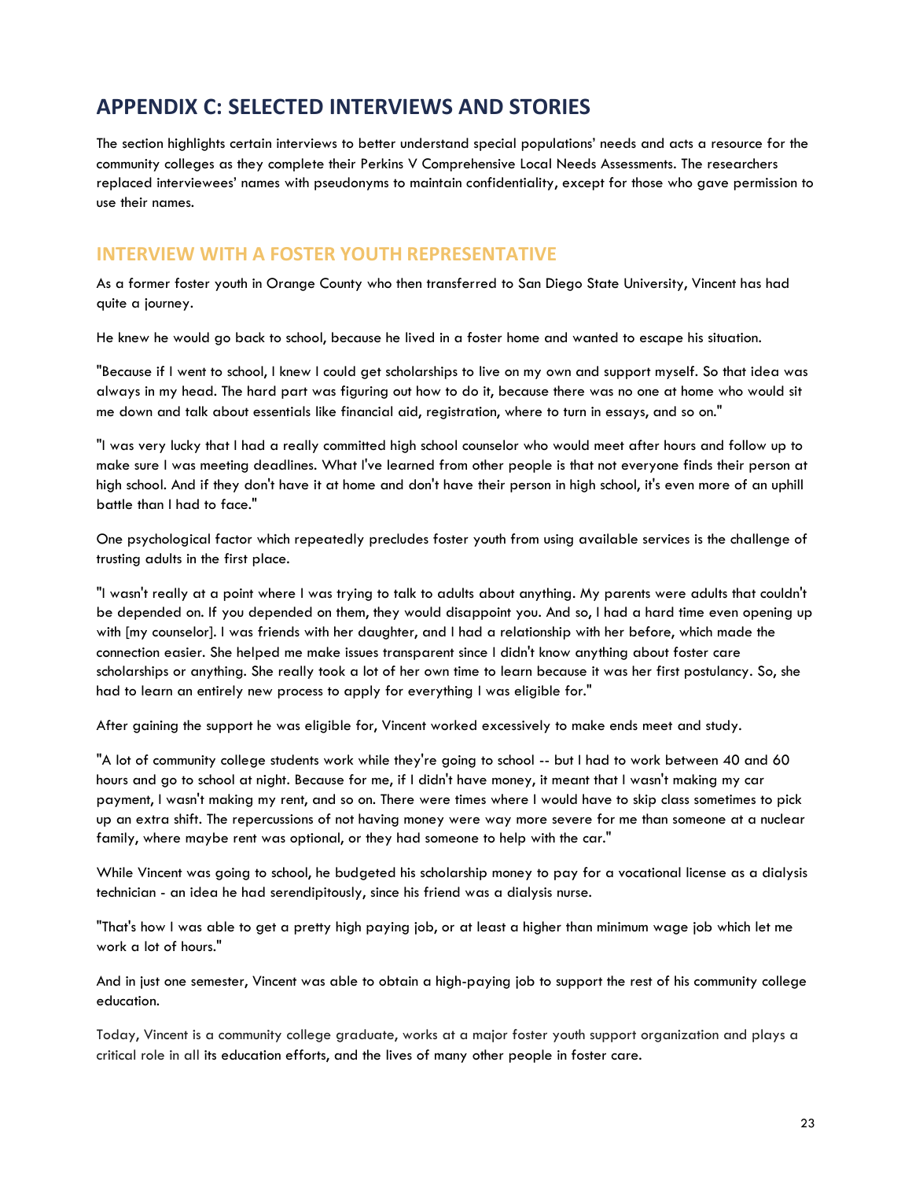# APPENDIX C: SELECTED INTERVIEWS AND STORIES

The section highlights certain interviews to better understand special populations' needs and acts a resource for the community colleges as they complete their Perkins V Comprehensive Local Needs Assessments. The researchers replaced interviewees' names with pseudonyms to maintain confidentiality, except for those who gave permission to use their names.

## INTERVIEW WITH A FOSTER YOUTH REPRESENTATIVE

As a former foster youth in Orange County who then transferred to San Diego State University, Vincent has had quite a journey.

He knew he would go back to school, because he lived in a foster home and wanted to escape his situation.

"Because if I went to school, I knew I could get scholarships to live on my own and support myself. So that idea was always in my head. The hard part was figuring out how to do it, because there was no one at home who would sit me down and talk about essentials like financial aid, registration, where to turn in essays, and so on."

"I was very lucky that I had a really committed high school counselor who would meet after hours and follow up to make sure I was meeting deadlines. What I've learned from other people is that not everyone finds their person at high school. And if they don't have it at home and don't have their person in high school, it's even more of an uphill battle than I had to face."

One psychological factor which repeatedly precludes foster youth from using available services is the challenge of trusting adults in the first place.

"I wasn't really at a point where I was trying to talk to adults about anything. My parents were adults that couldn't be depended on. If you depended on them, they would disappoint you. And so, I had a hard time even opening up with [my counselor]. I was friends with her daughter, and I had a relationship with her before, which made the connection easier. She helped me make issues transparent since I didn't know anything about foster care scholarships or anything. She really took a lot of her own time to learn because it was her first postulancy. So, she had to learn an entirely new process to apply for everything I was eligible for."

After gaining the support he was eligible for, Vincent worked excessively to make ends meet and study.

"A lot of community college students work while they're going to school -- but I had to work between 40 and 60 hours and go to school at night. Because for me, if I didn't have money, it meant that I wasn't making my car payment, I wasn't making my rent, and so on. There were times where I would have to skip class sometimes to pick up an extra shift. The repercussions of not having money were way more severe for me than someone at a nuclear family, where maybe rent was optional, or they had someone to help with the car."

While Vincent was going to school, he budgeted his scholarship money to pay for a vocational license as a dialysis technician - an idea he had serendipitously, since his friend was a dialysis nurse.

"That's how I was able to get a pretty high paying job, or at least a higher than minimum wage job which let me work a lot of hours."

And in just one semester, Vincent was able to obtain a high-paying job to support the rest of his community college education.

Today, Vincent is a community college graduate, works at a major foster youth support organization and plays a critical role in all its education efforts, and the lives of many other people in foster care.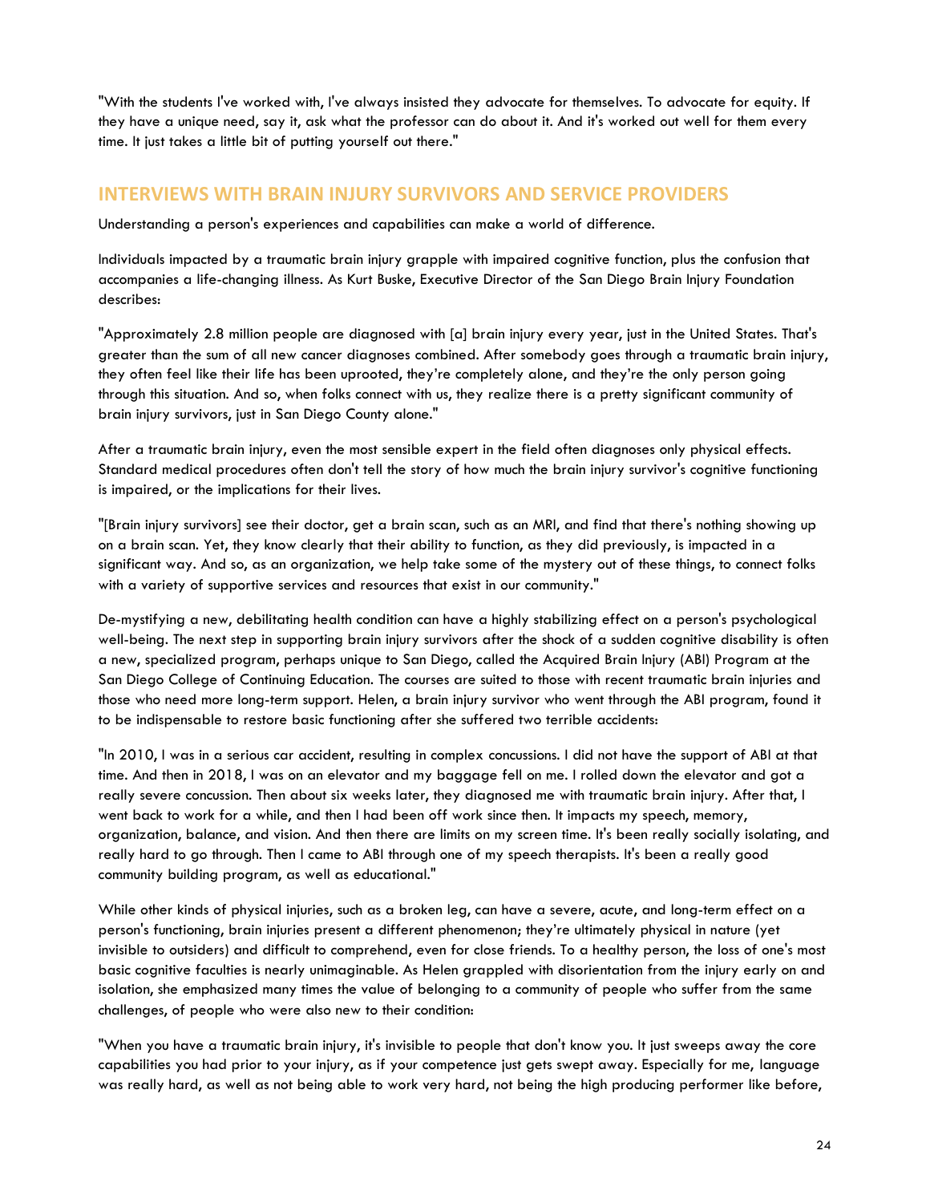"With the students I've worked with, I've always insisted they advocate for themselves. To advocate for equity. If they have a unique need, say it, ask what the professor can do about it. And it's worked out well for them every time. It just takes a little bit of putting yourself out there."

## INTERVIEWS WITH BRAIN INJURY SURVIVORS AND SERVICE PROVIDERS

Understanding a person's experiences and capabilities can make a world of difference.

Individuals impacted by a traumatic brain injury grapple with impaired cognitive function, plus the confusion that accompanies a life-changing illness. As Kurt Buske, Executive Director of the San Diego Brain Injury Foundation describes:

"Approximately 2.8 million people are diagnosed with [a] brain injury every year, just in the United States. That's greater than the sum of all new cancer diagnoses combined. After somebody goes through a traumatic brain injury, they often feel like their life has been uprooted, they're completely alone, and they're the only person going through this situation. And so, when folks connect with us, they realize there is a pretty significant community of brain injury survivors, just in San Diego County alone."

After a traumatic brain injury, even the most sensible expert in the field often diagnoses only physical effects. Standard medical procedures often don't tell the story of how much the brain injury survivor's cognitive functioning is impaired, or the implications for their lives.

"[Brain injury survivors] see their doctor, get a brain scan, such as an MRI, and find that there's nothing showing up on a brain scan. Yet, they know clearly that their ability to function, as they did previously, is impacted in a significant way. And so, as an organization, we help take some of the mystery out of these things, to connect folks with a variety of supportive services and resources that exist in our community."

De-mystifying a new, debilitating health condition can have a highly stabilizing effect on a person's psychological well-being. The next step in supporting brain injury survivors after the shock of a sudden cognitive disability is often a new, specialized program, perhaps unique to San Diego, called the Acquired Brain Injury (ABI) Program at the San Diego College of Continuing Education. The courses are suited to those with recent traumatic brain injuries and those who need more long-term support. Helen, a brain injury survivor who went through the ABI program, found it to be indispensable to restore basic functioning after she suffered two terrible accidents:

"In 2010, I was in a serious car accident, resulting in complex concussions. I did not have the support of ABI at that time. And then in 2018, I was on an elevator and my baggage fell on me. I rolled down the elevator and got a really severe concussion. Then about six weeks later, they diagnosed me with traumatic brain injury. After that, I went back to work for a while, and then I had been off work since then. It impacts my speech, memory, organization, balance, and vision. And then there are limits on my screen time. It's been really socially isolating, and really hard to go through. Then I came to ABI through one of my speech therapists. It's been a really good community building program, as well as educational."

While other kinds of physical injuries, such as a broken leg, can have a severe, acute, and long-term effect on a person's functioning, brain injuries present a different phenomenon; they're ultimately physical in nature (yet invisible to outsiders) and difficult to comprehend, even for close friends. To a healthy person, the loss of one's most basic cognitive faculties is nearly unimaginable. As Helen grappled with disorientation from the injury early on and isolation, she emphasized many times the value of belonging to a community of people who suffer from the same challenges, of people who were also new to their condition:

"When you have a traumatic brain injury, it's invisible to people that don't know you. It just sweeps away the core capabilities you had prior to your injury, as if your competence just gets swept away. Especially for me, language was really hard, as well as not being able to work very hard, not being the high producing performer like before,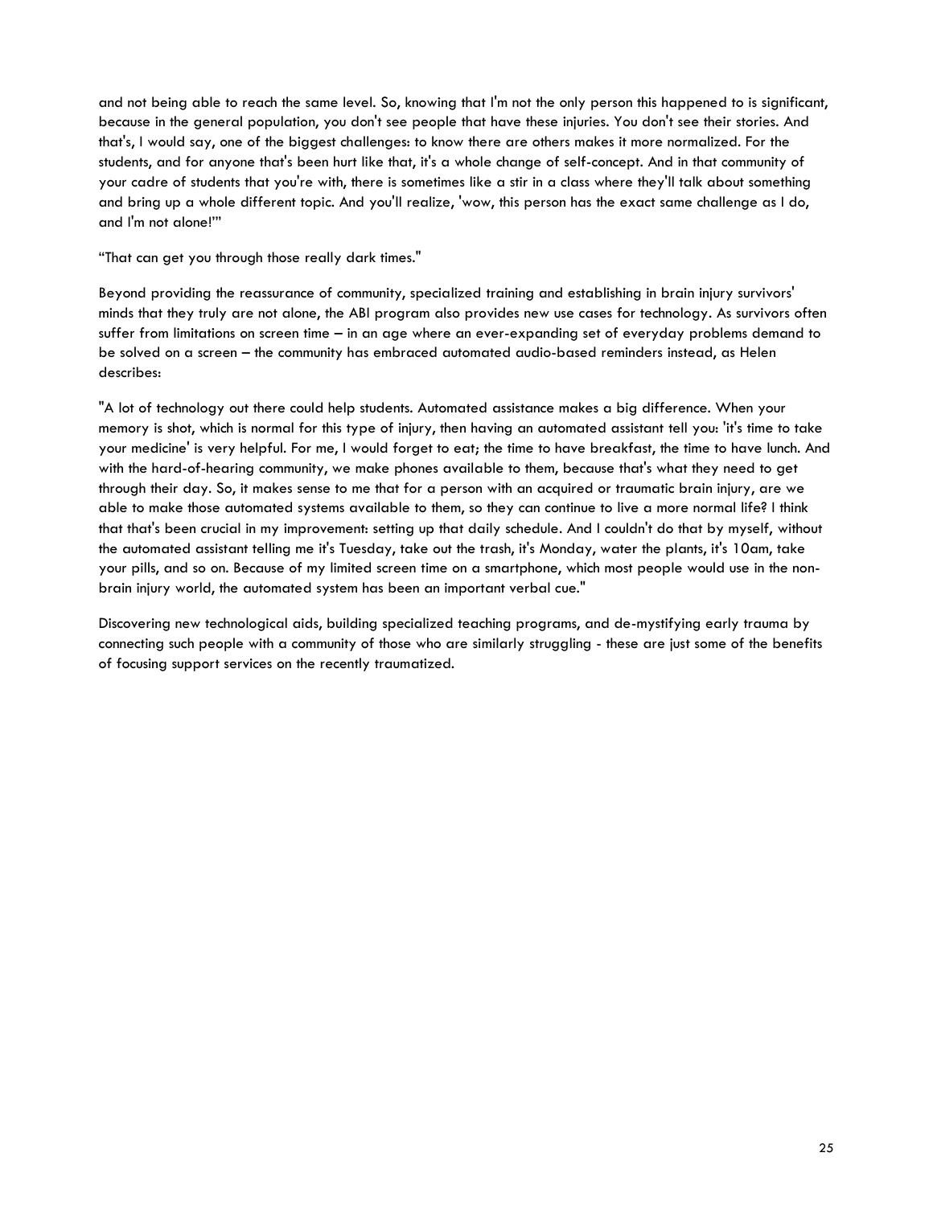and not being able to reach the same level. So, knowing that I'm not the only person this happened to is significant, because in the general population, you don't see people that have these injuries. You don't see their stories. And that's, I would say, one of the biggest challenges: to know there are others makes it more normalized. For the students, and for anyone that's been hurt like that, it's a whole change of self-concept. And in that community of your cadre of students that you're with, there is sometimes like a stir in a class where they'll talk about something and bring up a whole different topic. And you'll realize, 'wow, this person has the exact same challenge as I do, and I'm not alone!'"

"That can get you through those really dark times."

Beyond providing the reassurance of community, specialized training and establishing in brain injury survivors' minds that they truly are not alone, the ABI program also provides new use cases for technology. As survivors often suffer from limitations on screen time – in an age where an ever-expanding set of everyday problems demand to be solved on a screen – the community has embraced automated audio-based reminders instead, as Helen describes:

"A lot of technology out there could help students. Automated assistance makes a big difference. When your memory is shot, which is normal for this type of injury, then having an automated assistant tell you: 'it's time to take your medicine' is very helpful. For me, I would forget to eat; the time to have breakfast, the time to have lunch. And with the hard-of-hearing community, we make phones available to them, because that's what they need to get through their day. So, it makes sense to me that for a person with an acquired or traumatic brain injury, are we able to make those automated systems available to them, so they can continue to live a more normal life? I think that that's been crucial in my improvement: setting up that daily schedule. And I couldn't do that by myself, without the automated assistant telling me it's Tuesday, take out the trash, it's Monday, water the plants, it's 10am, take your pills, and so on. Because of my limited screen time on a smartphone, which most people would use in the non-brain injury world, the automated system has been an important verbal cue."

Discovering new technological aids, building specialized teaching programs, and de-mystifying early trauma by connecting such people with a community of those who are similarly struggling - these are just some of the benefits of focusing support services on the recently traumatized.